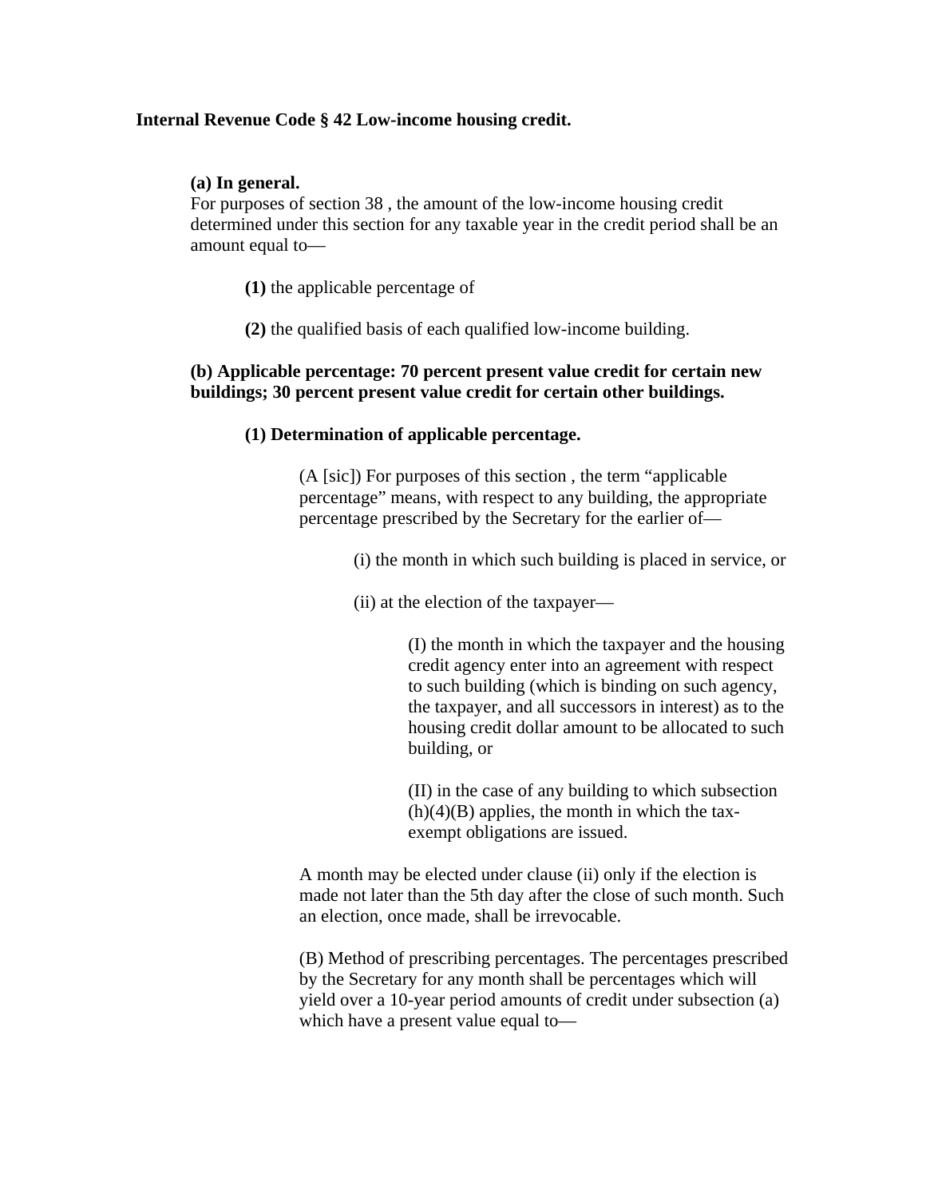**Internal Revenue Code § 42 Low-income housing credit.**

**(a) In general.**
For purposes of section 38 , the amount of the low-income housing credit determined under this section for any taxable year in the credit period shall be an amount equal to—

**(1)** the applicable percentage of

**(2)** the qualified basis of each qualified low-income building.

**(b) Applicable percentage: 70 percent present value credit for certain new buildings; 30 percent present value credit for certain other buildings.**

**(1) Determination of applicable percentage.**

(A [sic]) For purposes of this section , the term "applicable percentage" means, with respect to any building, the appropriate percentage prescribed by the Secretary for the earlier of—

(i) the month in which such building is placed in service, or

(ii) at the election of the taxpayer—

(I) the month in which the taxpayer and the housing credit agency enter into an agreement with respect to such building (which is binding on such agency, the taxpayer, and all successors in interest) as to the housing credit dollar amount to be allocated to such building, or

(II) in the case of any building to which subsection (h)(4)(B) applies, the month in which the tax-exempt obligations are issued.

A month may be elected under clause (ii) only if the election is made not later than the 5th day after the close of such month. Such an election, once made, shall be irrevocable.

(B) Method of prescribing percentages. The percentages prescribed by the Secretary for any month shall be percentages which will yield over a 10-year period amounts of credit under subsection (a) which have a present value equal to—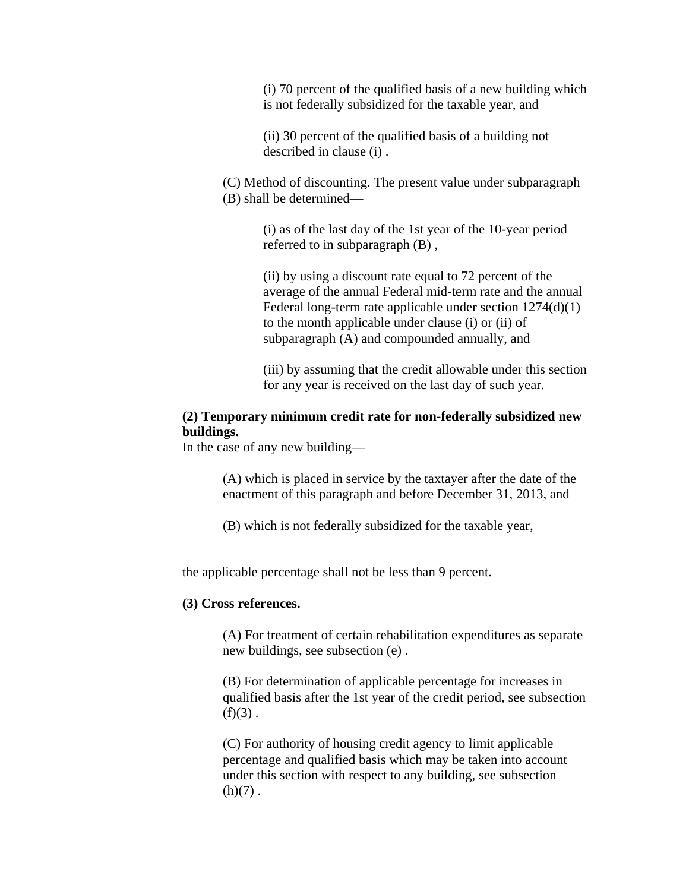(i) 70 percent of the qualified basis of a new building which is not federally subsidized for the taxable year, and

(ii) 30 percent of the qualified basis of a building not described in clause (i) .

(C) Method of discounting. The present value under subparagraph (B) shall be determined—

(i) as of the last day of the 1st year of the 10-year period referred to in subparagraph (B) ,

(ii) by using a discount rate equal to 72 percent of the average of the annual Federal mid-term rate and the annual Federal long-term rate applicable under section 1274(d)(1) to the month applicable under clause (i) or (ii) of subparagraph (A) and compounded annually, and

(iii) by assuming that the credit allowable under this section for any year is received on the last day of such year.

**(2) Temporary minimum credit rate for non-federally subsidized new buildings.**

In the case of any new building—

(A) which is placed in service by the taxtayer after the date of the enactment of this paragraph and before December 31, 2013, and

(B) which is not federally subsidized for the taxable year,

the applicable percentage shall not be less than 9 percent.

**(3) Cross references.**

(A) For treatment of certain rehabilitation expenditures as separate new buildings, see subsection (e) .

(B) For determination of applicable percentage for increases in qualified basis after the 1st year of the credit period, see subsection (f)(3) .

(C) For authority of housing credit agency to limit applicable percentage and qualified basis which may be taken into account under this section with respect to any building, see subsection (h)(7) .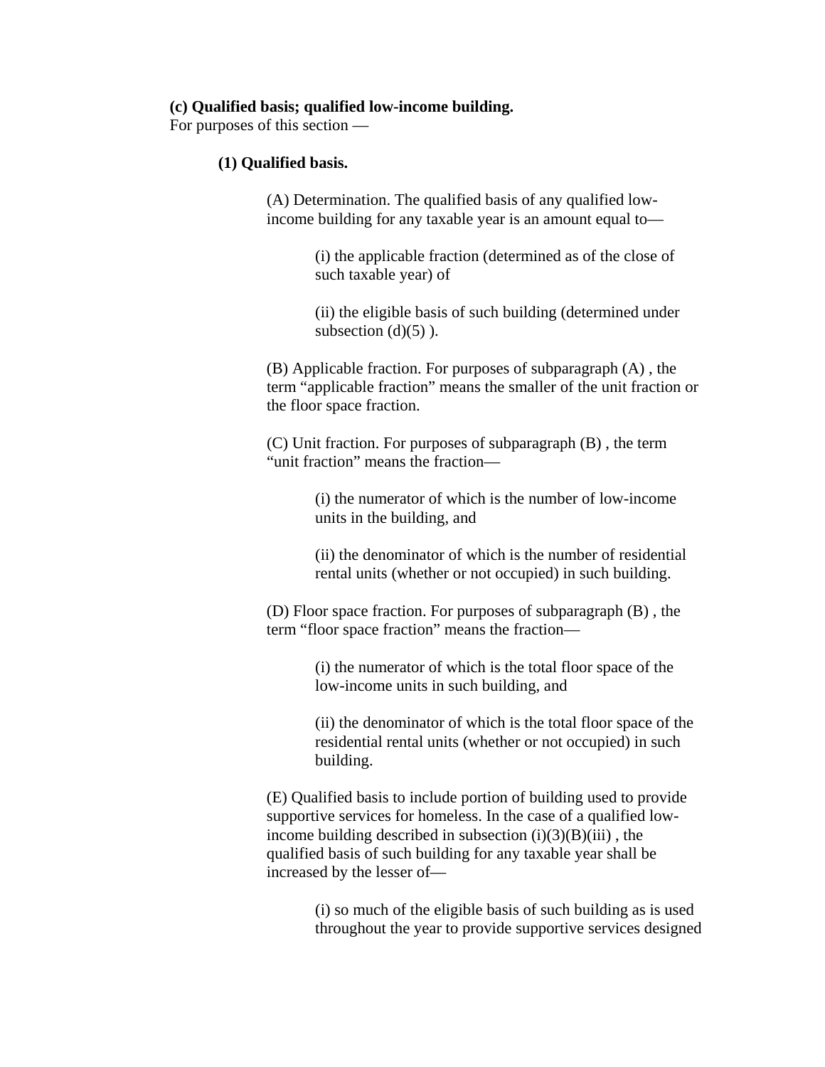**(c) Qualified basis; qualified low-income building.**
For purposes of this section —

**(1) Qualified basis.**

(A) Determination. The qualified basis of any qualified low-income building for any taxable year is an amount equal to—

(i) the applicable fraction (determined as of the close of such taxable year) of

(ii) the eligible basis of such building (determined under subsection (d)(5) ).

(B) Applicable fraction. For purposes of subparagraph (A) , the term "applicable fraction" means the smaller of the unit fraction or the floor space fraction.

(C) Unit fraction. For purposes of subparagraph (B) , the term "unit fraction" means the fraction—

(i) the numerator of which is the number of low-income units in the building, and

(ii) the denominator of which is the number of residential rental units (whether or not occupied) in such building.

(D) Floor space fraction. For purposes of subparagraph (B) , the term "floor space fraction" means the fraction—

(i) the numerator of which is the total floor space of the low-income units in such building, and

(ii) the denominator of which is the total floor space of the residential rental units (whether or not occupied) in such building.

(E) Qualified basis to include portion of building used to provide supportive services for homeless. In the case of a qualified low-income building described in subsection (i)(3)(B)(iii) , the qualified basis of such building for any taxable year shall be increased by the lesser of—

(i) so much of the eligible basis of such building as is used throughout the year to provide supportive services designed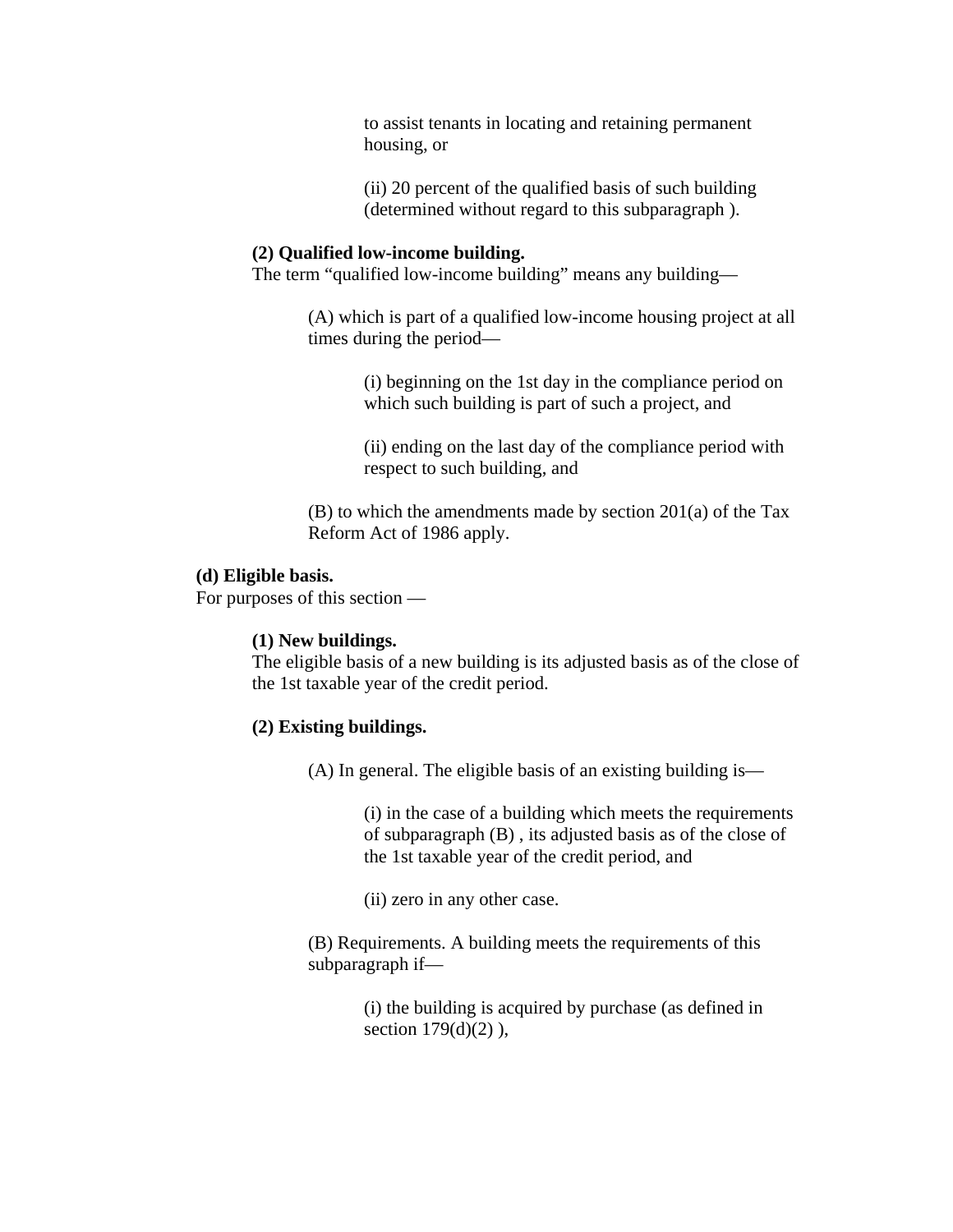to assist tenants in locating and retaining permanent housing, or

(ii) 20 percent of the qualified basis of such building (determined without regard to this subparagraph ).

**(2) Qualified low-income building.**
The term “qualified low-income building” means any building—

(A) which is part of a qualified low-income housing project at all times during the period—

(i) beginning on the 1st day in the compliance period on which such building is part of such a project, and

(ii) ending on the last day of the compliance period with respect to such building, and

(B) to which the amendments made by section 201(a) of the Tax Reform Act of 1986 apply.

**(d) Eligible basis.**
For purposes of this section —

**(1) New buildings.**
The eligible basis of a new building is its adjusted basis as of the close of the 1st taxable year of the credit period.

**(2) Existing buildings.**

(A) In general. The eligible basis of an existing building is—

(i) in the case of a building which meets the requirements of subparagraph (B) , its adjusted basis as of the close of the 1st taxable year of the credit period, and

(ii) zero in any other case.

(B) Requirements. A building meets the requirements of this subparagraph if—

(i) the building is acquired by purchase (as defined in section 179(d)(2) ),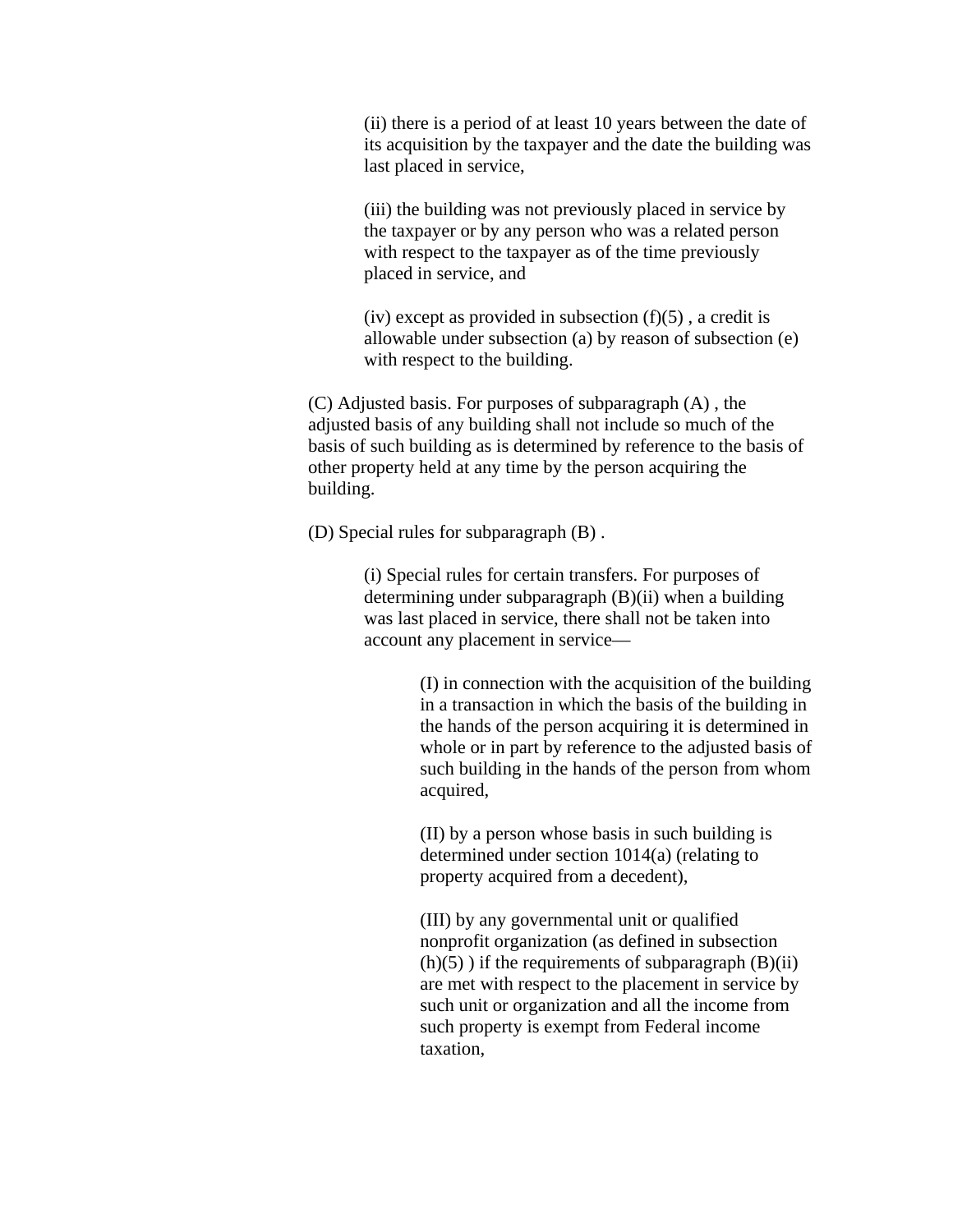(ii) there is a period of at least 10 years between the date of its acquisition by the taxpayer and the date the building was last placed in service,

(iii) the building was not previously placed in service by the taxpayer or by any person who was a related person with respect to the taxpayer as of the time previously placed in service, and

(iv) except as provided in subsection (f)(5) , a credit is allowable under subsection (a) by reason of subsection (e) with respect to the building.

(C) Adjusted basis. For purposes of subparagraph (A) , the adjusted basis of any building shall not include so much of the basis of such building as is determined by reference to the basis of other property held at any time by the person acquiring the building.

(D) Special rules for subparagraph (B) .

(i) Special rules for certain transfers. For purposes of determining under subparagraph (B)(ii) when a building was last placed in service, there shall not be taken into account any placement in service—

(I) in connection with the acquisition of the building in a transaction in which the basis of the building in the hands of the person acquiring it is determined in whole or in part by reference to the adjusted basis of such building in the hands of the person from whom acquired,

(II) by a person whose basis in such building is determined under section 1014(a) (relating to property acquired from a decedent),

(III) by any governmental unit or qualified nonprofit organization (as defined in subsection (h)(5) ) if the requirements of subparagraph (B)(ii) are met with respect to the placement in service by such unit or organization and all the income from such property is exempt from Federal income taxation,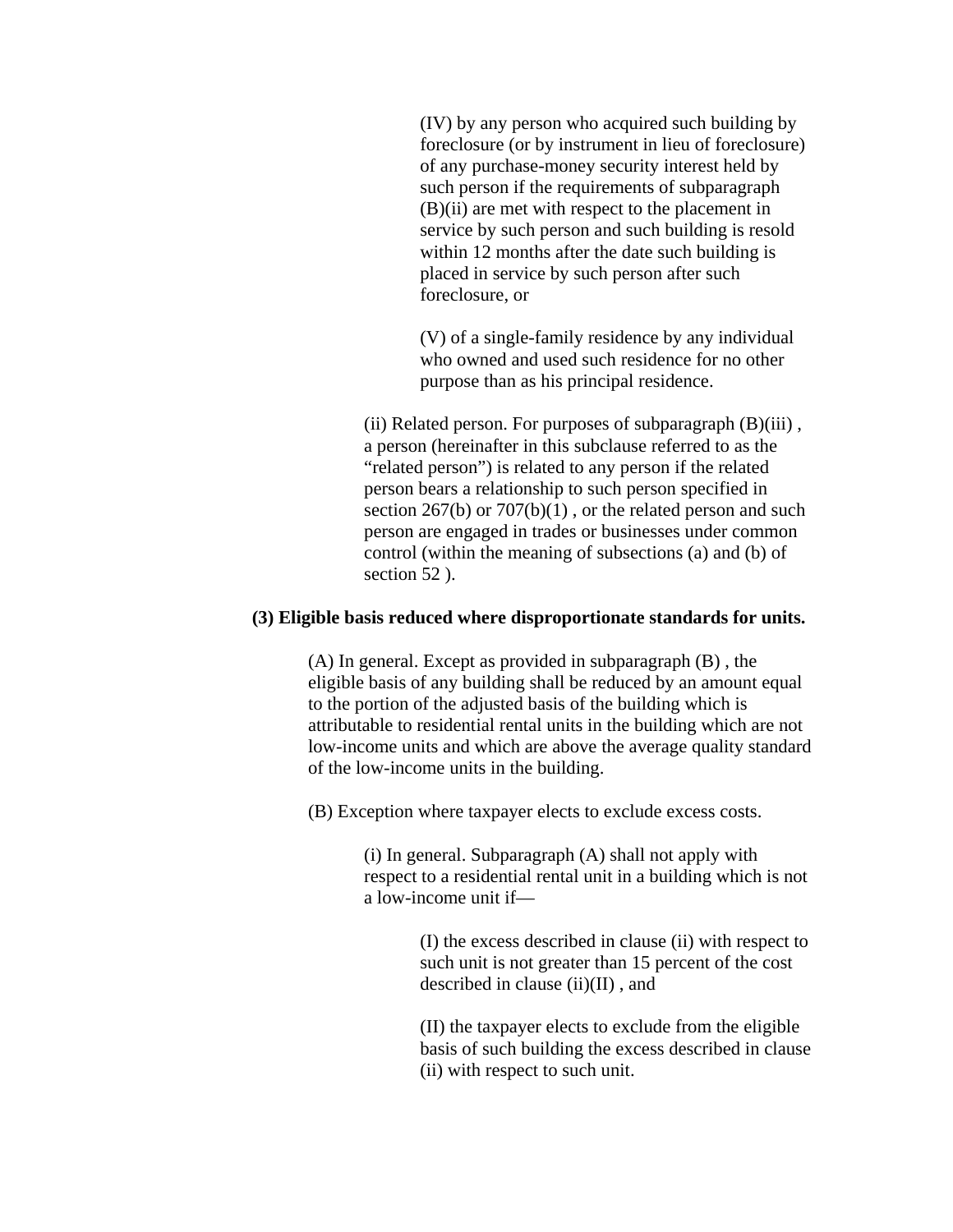(IV) by any person who acquired such building by foreclosure (or by instrument in lieu of foreclosure) of any purchase-money security interest held by such person if the requirements of subparagraph (B)(ii) are met with respect to the placement in service by such person and such building is resold within 12 months after the date such building is placed in service by such person after such foreclosure, or

(V) of a single-family residence by any individual who owned and used such residence for no other purpose than as his principal residence.

(ii) Related person. For purposes of subparagraph (B)(iii) , a person (hereinafter in this subclause referred to as the “related person”) is related to any person if the related person bears a relationship to such person specified in section 267(b) or 707(b)(1) , or the related person and such person are engaged in trades or businesses under common control (within the meaning of subsections (a) and (b) of section 52 ).

**(3) Eligible basis reduced where disproportionate standards for units.**

(A) In general. Except as provided in subparagraph (B) , the eligible basis of any building shall be reduced by an amount equal to the portion of the adjusted basis of the building which is attributable to residential rental units in the building which are not low-income units and which are above the average quality standard of the low-income units in the building.

(B) Exception where taxpayer elects to exclude excess costs.

(i) In general. Subparagraph (A) shall not apply with respect to a residential rental unit in a building which is not a low-income unit if—

(I) the excess described in clause (ii) with respect to such unit is not greater than 15 percent of the cost described in clause (ii)(II) , and

(II) the taxpayer elects to exclude from the eligible basis of such building the excess described in clause (ii) with respect to such unit.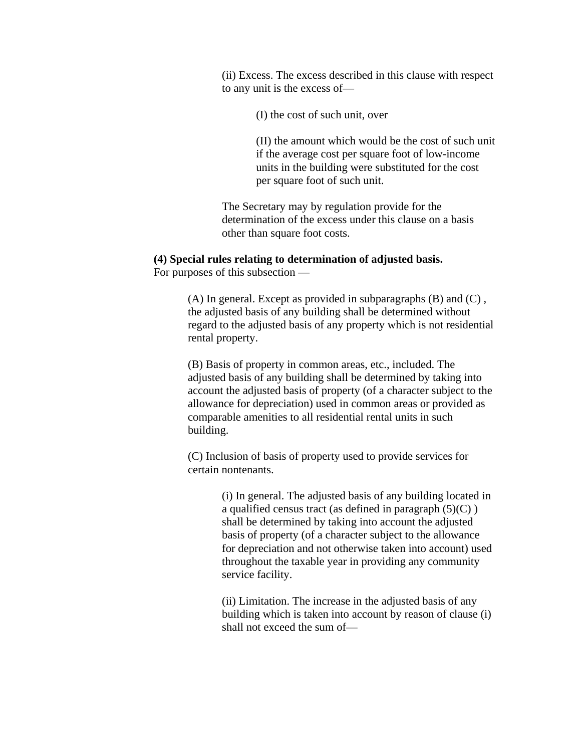(ii) Excess. The excess described in this clause with respect to any unit is the excess of—

(I) the cost of such unit, over

(II) the amount which would be the cost of such unit if the average cost per square foot of low-income units in the building were substituted for the cost per square foot of such unit.

The Secretary may by regulation provide for the determination of the excess under this clause on a basis other than square foot costs.

**(4) Special rules relating to determination of adjusted basis.** For purposes of this subsection —

(A) In general. Except as provided in subparagraphs (B) and (C) , the adjusted basis of any building shall be determined without regard to the adjusted basis of any property which is not residential rental property.

(B) Basis of property in common areas, etc., included. The adjusted basis of any building shall be determined by taking into account the adjusted basis of property (of a character subject to the allowance for depreciation) used in common areas or provided as comparable amenities to all residential rental units in such building.

(C) Inclusion of basis of property used to provide services for certain nontenants.

(i) In general. The adjusted basis of any building located in a qualified census tract (as defined in paragraph (5)(C) ) shall be determined by taking into account the adjusted basis of property (of a character subject to the allowance for depreciation and not otherwise taken into account) used throughout the taxable year in providing any community service facility.

(ii) Limitation. The increase in the adjusted basis of any building which is taken into account by reason of clause (i) shall not exceed the sum of—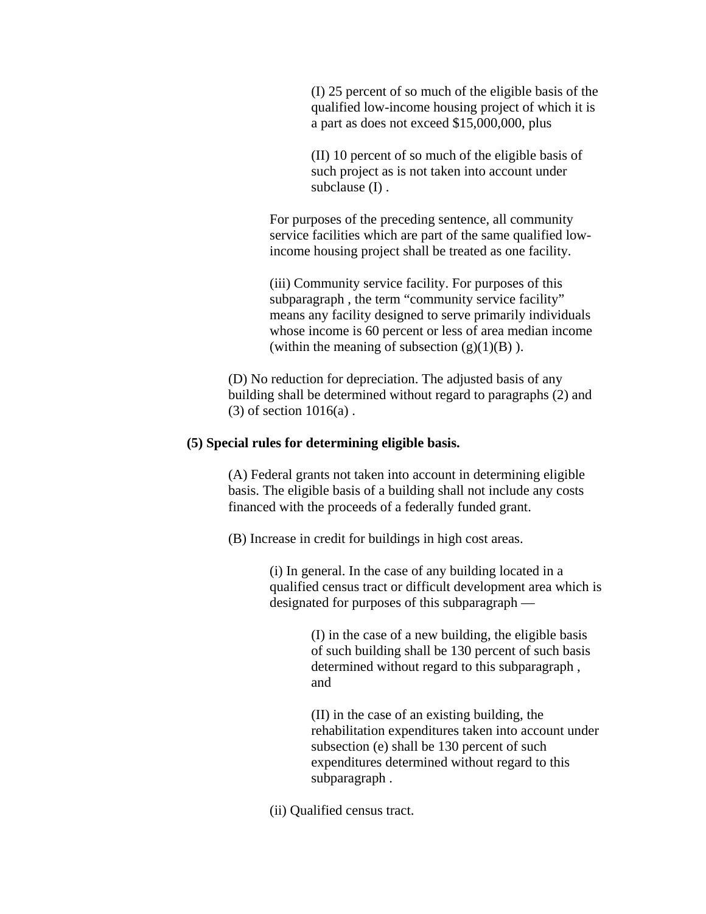(I) 25 percent of so much of the eligible basis of the qualified low-income housing project of which it is a part as does not exceed $15,000,000, plus

(II) 10 percent of so much of the eligible basis of such project as is not taken into account under subclause (I) .

For purposes of the preceding sentence, all community service facilities which are part of the same qualified low-income housing project shall be treated as one facility.

(iii) Community service facility. For purposes of this subparagraph , the term “community service facility” means any facility designed to serve primarily individuals whose income is 60 percent or less of area median income (within the meaning of subsection (g)(1)(B) ).

(D) No reduction for depreciation. The adjusted basis of any building shall be determined without regard to paragraphs (2) and (3) of section 1016(a) .

**(5) Special rules for determining eligible basis.**

(A) Federal grants not taken into account in determining eligible basis. The eligible basis of a building shall not include any costs financed with the proceeds of a federally funded grant.

(B) Increase in credit for buildings in high cost areas.

(i) In general. In the case of any building located in a qualified census tract or difficult development area which is designated for purposes of this subparagraph —

(I) in the case of a new building, the eligible basis of such building shall be 130 percent of such basis determined without regard to this subparagraph , and

(II) in the case of an existing building, the rehabilitation expenditures taken into account under subsection (e) shall be 130 percent of such expenditures determined without regard to this subparagraph .

(ii) Qualified census tract.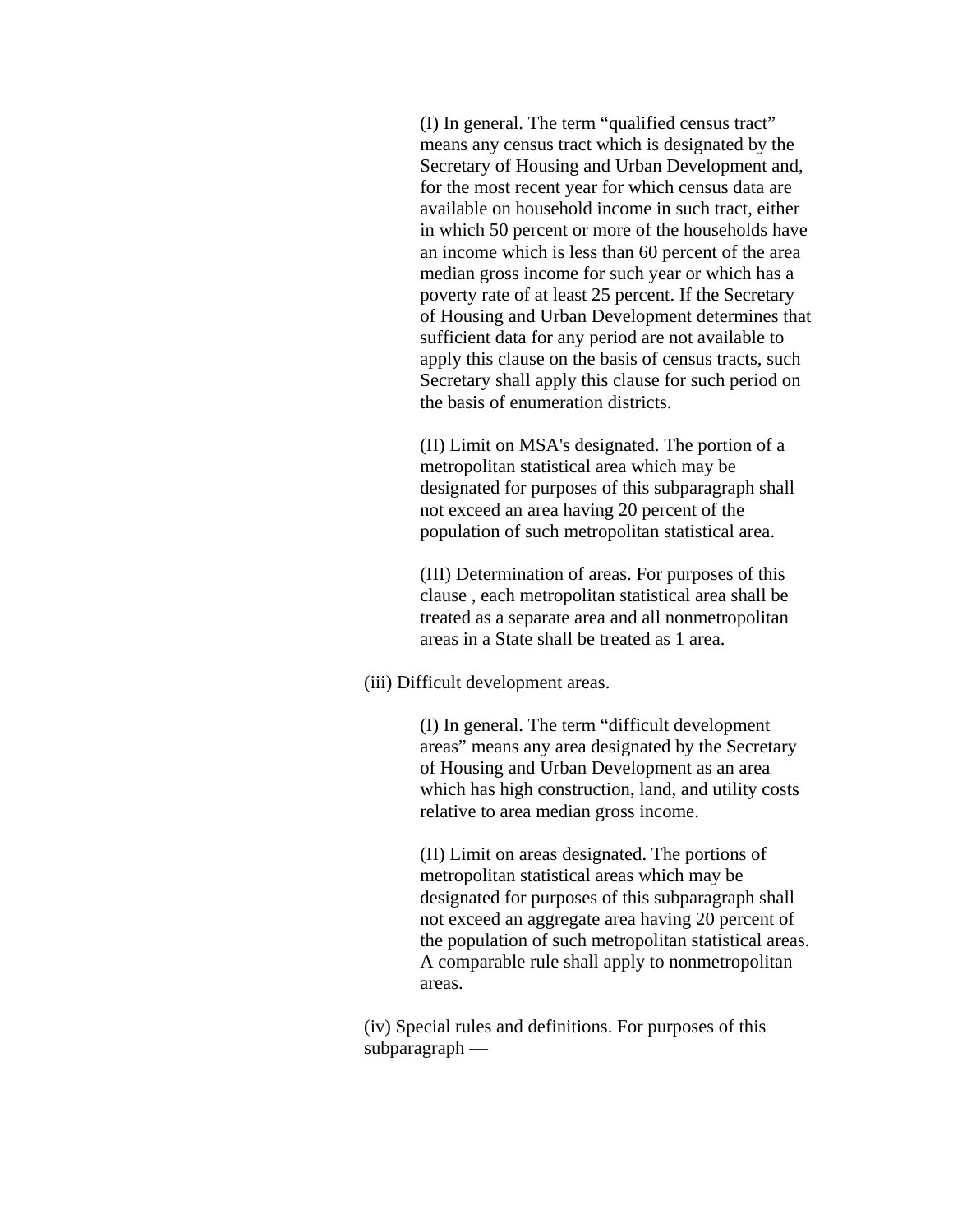(I) In general. The term “qualified census tract” means any census tract which is designated by the Secretary of Housing and Urban Development and, for the most recent year for which census data are available on household income in such tract, either in which 50 percent or more of the households have an income which is less than 60 percent of the area median gross income for such year or which has a poverty rate of at least 25 percent. If the Secretary of Housing and Urban Development determines that sufficient data for any period are not available to apply this clause on the basis of census tracts, such Secretary shall apply this clause for such period on the basis of enumeration districts.

(II) Limit on MSA's designated. The portion of a metropolitan statistical area which may be designated for purposes of this subparagraph shall not exceed an area having 20 percent of the population of such metropolitan statistical area.

(III) Determination of areas. For purposes of this clause , each metropolitan statistical area shall be treated as a separate area and all nonmetropolitan areas in a State shall be treated as 1 area.

(iii) Difficult development areas.

(I) In general. The term “difficult development areas” means any area designated by the Secretary of Housing and Urban Development as an area which has high construction, land, and utility costs relative to area median gross income.

(II) Limit on areas designated. The portions of metropolitan statistical areas which may be designated for purposes of this subparagraph shall not exceed an aggregate area having 20 percent of the population of such metropolitan statistical areas. A comparable rule shall apply to nonmetropolitan areas.

(iv) Special rules and definitions. For purposes of this subparagraph —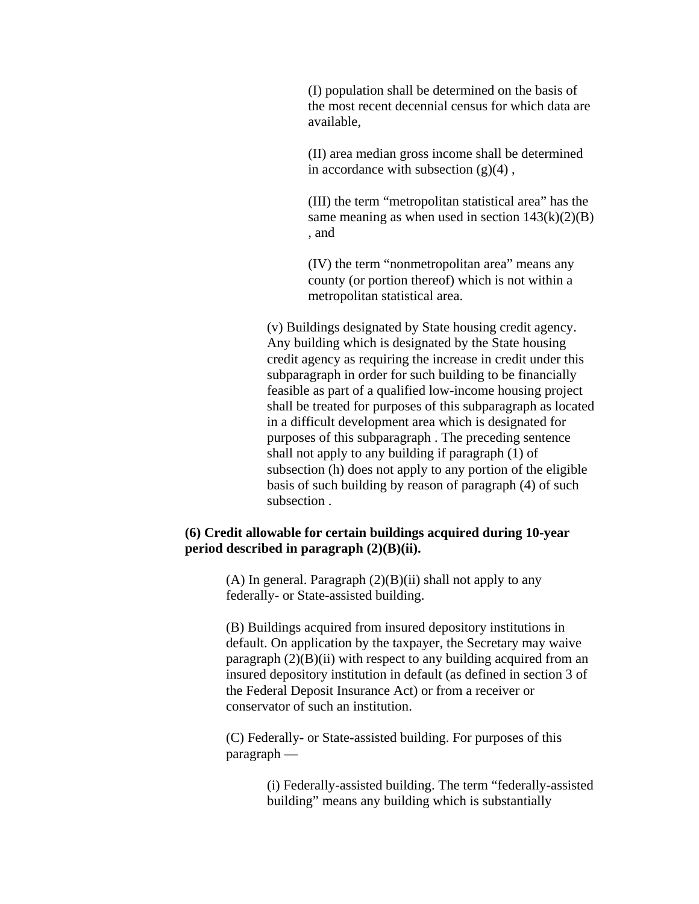(I) population shall be determined on the basis of the most recent decennial census for which data are available,

(II) area median gross income shall be determined in accordance with subsection (g)(4) ,

(III) the term “metropolitan statistical area” has the same meaning as when used in section 143(k)(2)(B) , and

(IV) the term “nonmetropolitan area” means any county (or portion thereof) which is not within a metropolitan statistical area.

(v) Buildings designated by State housing credit agency. Any building which is designated by the State housing credit agency as requiring the increase in credit under this subparagraph in order for such building to be financially feasible as part of a qualified low-income housing project shall be treated for purposes of this subparagraph as located in a difficult development area which is designated for purposes of this subparagraph . The preceding sentence shall not apply to any building if paragraph (1) of subsection (h) does not apply to any portion of the eligible basis of such building by reason of paragraph (4) of such subsection .

**(6) Credit allowable for certain buildings acquired during 10-year period described in paragraph (2)(B)(ii).**

(A) In general. Paragraph (2)(B)(ii) shall not apply to any federally- or State-assisted building.

(B) Buildings acquired from insured depository institutions in default. On application by the taxpayer, the Secretary may waive paragraph (2)(B)(ii) with respect to any building acquired from an insured depository institution in default (as defined in section 3 of the Federal Deposit Insurance Act) or from a receiver or conservator of such an institution.

(C) Federally- or State-assisted building. For purposes of this paragraph —

(i) Federally-assisted building. The term “federally-assisted building” means any building which is substantially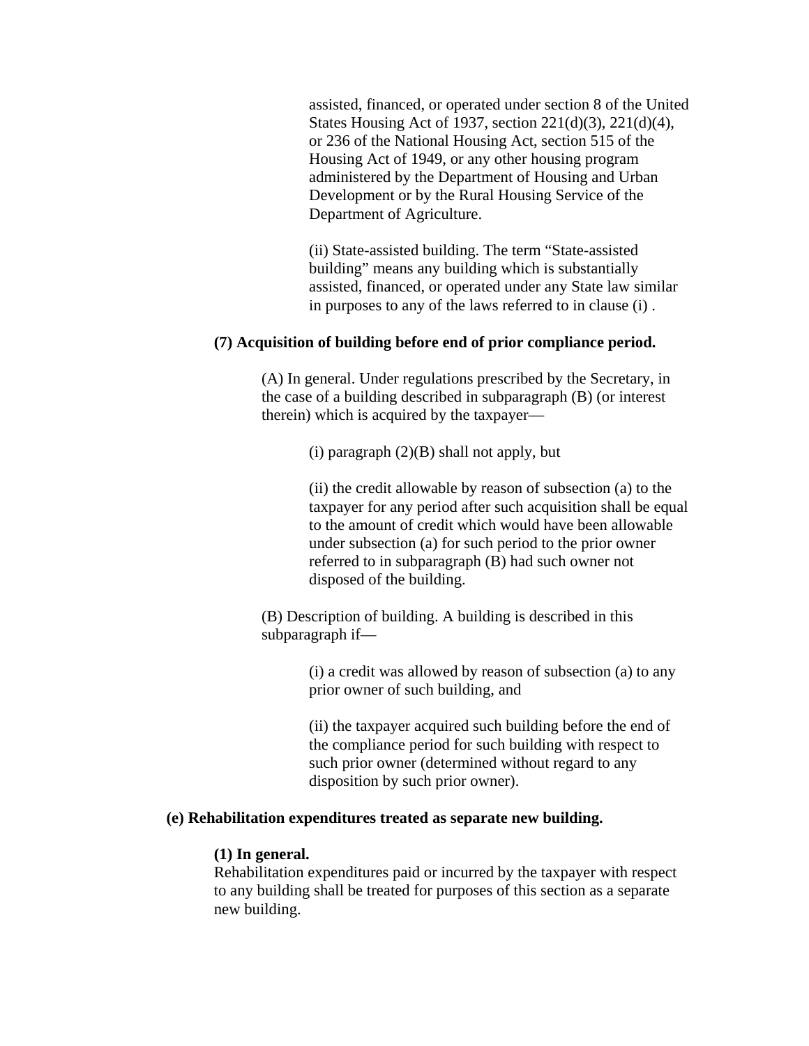assisted, financed, or operated under section 8 of the United States Housing Act of 1937, section 221(d)(3), 221(d)(4), or 236 of the National Housing Act, section 515 of the Housing Act of 1949, or any other housing program administered by the Department of Housing and Urban Development or by the Rural Housing Service of the Department of Agriculture.

(ii) State-assisted building. The term “State-assisted building” means any building which is substantially assisted, financed, or operated under any State law similar in purposes to any of the laws referred to in clause (i) .

**(7) Acquisition of building before end of prior compliance period.**

(A) In general. Under regulations prescribed by the Secretary, in the case of a building described in subparagraph (B) (or interest therein) which is acquired by the taxpayer—

(i) paragraph (2)(B) shall not apply, but

(ii) the credit allowable by reason of subsection (a) to the taxpayer for any period after such acquisition shall be equal to the amount of credit which would have been allowable under subsection (a) for such period to the prior owner referred to in subparagraph (B) had such owner not disposed of the building.

(B) Description of building. A building is described in this subparagraph if—

(i) a credit was allowed by reason of subsection (a) to any prior owner of such building, and

(ii) the taxpayer acquired such building before the end of the compliance period for such building with respect to such prior owner (determined without regard to any disposition by such prior owner).

**(e) Rehabilitation expenditures treated as separate new building.**

**(1) In general.**
Rehabilitation expenditures paid or incurred by the taxpayer with respect to any building shall be treated for purposes of this section as a separate new building.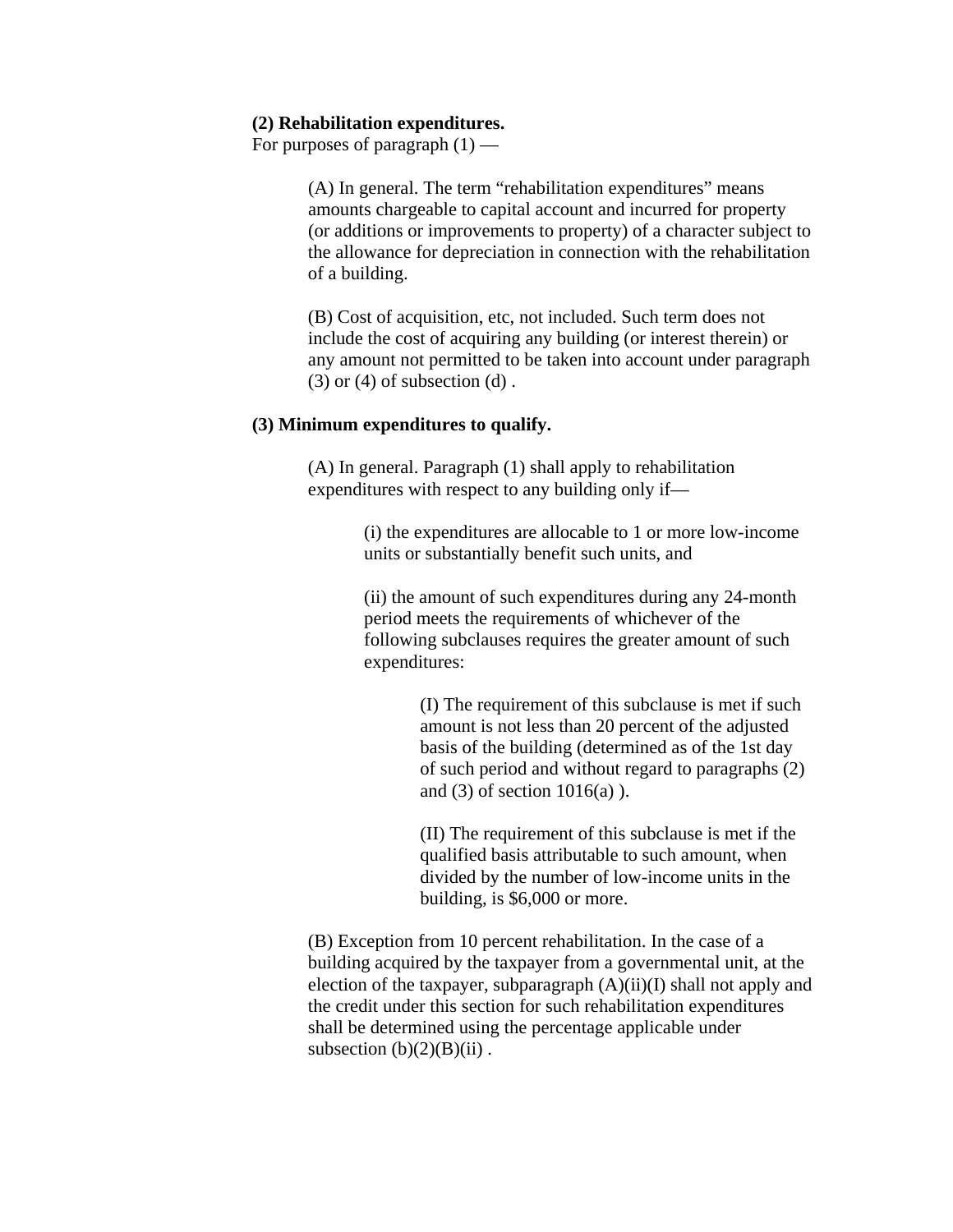**(2) Rehabilitation expenditures.**
For purposes of paragraph (1) —

> (A) In general. The term "rehabilitation expenditures" means amounts chargeable to capital account and incurred for property (or additions or improvements to property) of a character subject to the allowance for depreciation in connection with the rehabilitation of a building.
>
> (B) Cost of acquisition, etc, not included. Such term does not include the cost of acquiring any building (or interest therein) or any amount not permitted to be taken into account under paragraph (3) or (4) of subsection (d) .

**(3) Minimum expenditures to qualify.**

> (A) In general. Paragraph (1) shall apply to rehabilitation expenditures with respect to any building only if—
>
> > (i) the expenditures are allocable to 1 or more low-income units or substantially benefit such units, and
> >
> > (ii) the amount of such expenditures during any 24-month period meets the requirements of whichever of the following subclauses requires the greater amount of such expenditures:
> >
> > > (I) The requirement of this subclause is met if such amount is not less than 20 percent of the adjusted basis of the building (determined as of the 1st day of such period and without regard to paragraphs (2) and (3) of section 1016(a) ).
> > >
> > > (II) The requirement of this subclause is met if the qualified basis attributable to such amount, when divided by the number of low-income units in the building, is $6,000 or more.
>
> (B) Exception from 10 percent rehabilitation. In the case of a building acquired by the taxpayer from a governmental unit, at the election of the taxpayer, subparagraph (A)(ii)(I) shall not apply and the credit under this section for such rehabilitation expenditures shall be determined using the percentage applicable under subsection (b)(2)(B)(ii) .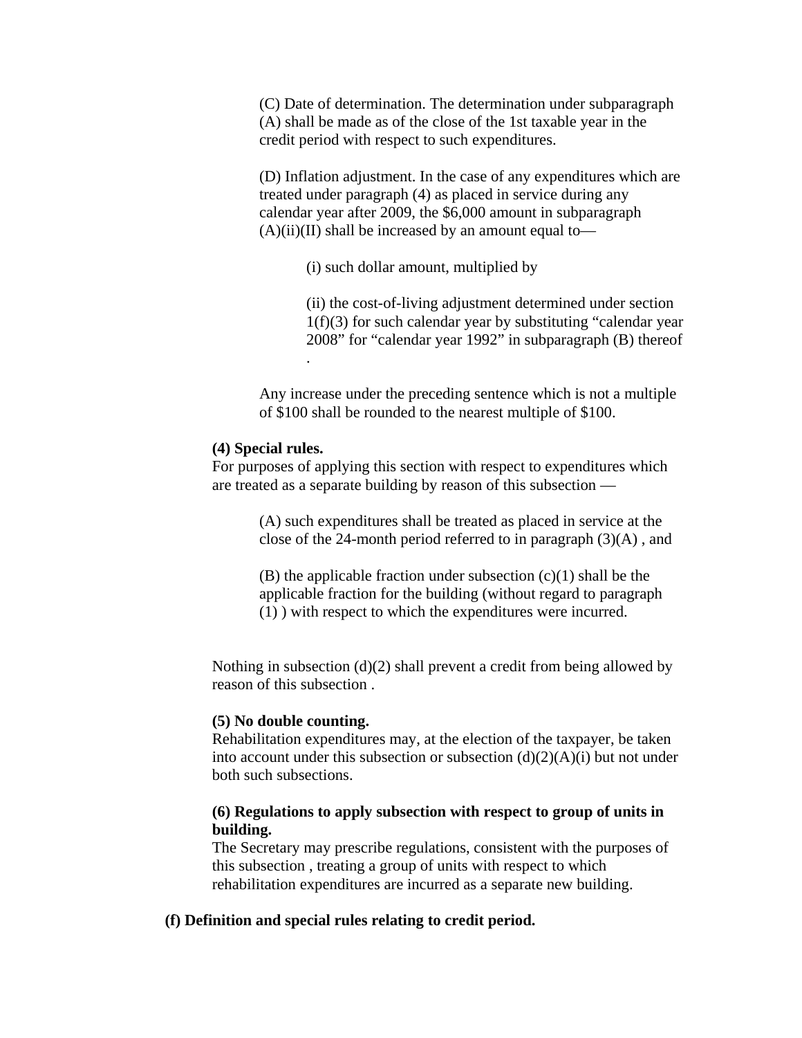(C) Date of determination. The determination under subparagraph (A) shall be made as of the close of the 1st taxable year in the credit period with respect to such expenditures.

(D) Inflation adjustment. In the case of any expenditures which are treated under paragraph (4) as placed in service during any calendar year after 2009, the $6,000 amount in subparagraph (A)(ii)(II) shall be increased by an amount equal to—

(i) such dollar amount, multiplied by

(ii) the cost-of-living adjustment determined under section 1(f)(3) for such calendar year by substituting “calendar year 2008” for “calendar year 1992” in subparagraph (B) thereof .

Any increase under the preceding sentence which is not a multiple of $100 shall be rounded to the nearest multiple of $100.

**(4) Special rules.**
For purposes of applying this section with respect to expenditures which are treated as a separate building by reason of this subsection —

(A) such expenditures shall be treated as placed in service at the close of the 24-month period referred to in paragraph (3)(A) , and

(B) the applicable fraction under subsection (c)(1) shall be the applicable fraction for the building (without regard to paragraph (1) ) with respect to which the expenditures were incurred.

Nothing in subsection (d)(2) shall prevent a credit from being allowed by reason of this subsection .

**(5) No double counting.**
Rehabilitation expenditures may, at the election of the taxpayer, be taken into account under this subsection or subsection (d)(2)(A)(i) but not under both such subsections.

**(6) Regulations to apply subsection with respect to group of units in building.**
The Secretary may prescribe regulations, consistent with the purposes of this subsection , treating a group of units with respect to which rehabilitation expenditures are incurred as a separate new building.

**(f) Definition and special rules relating to credit period.**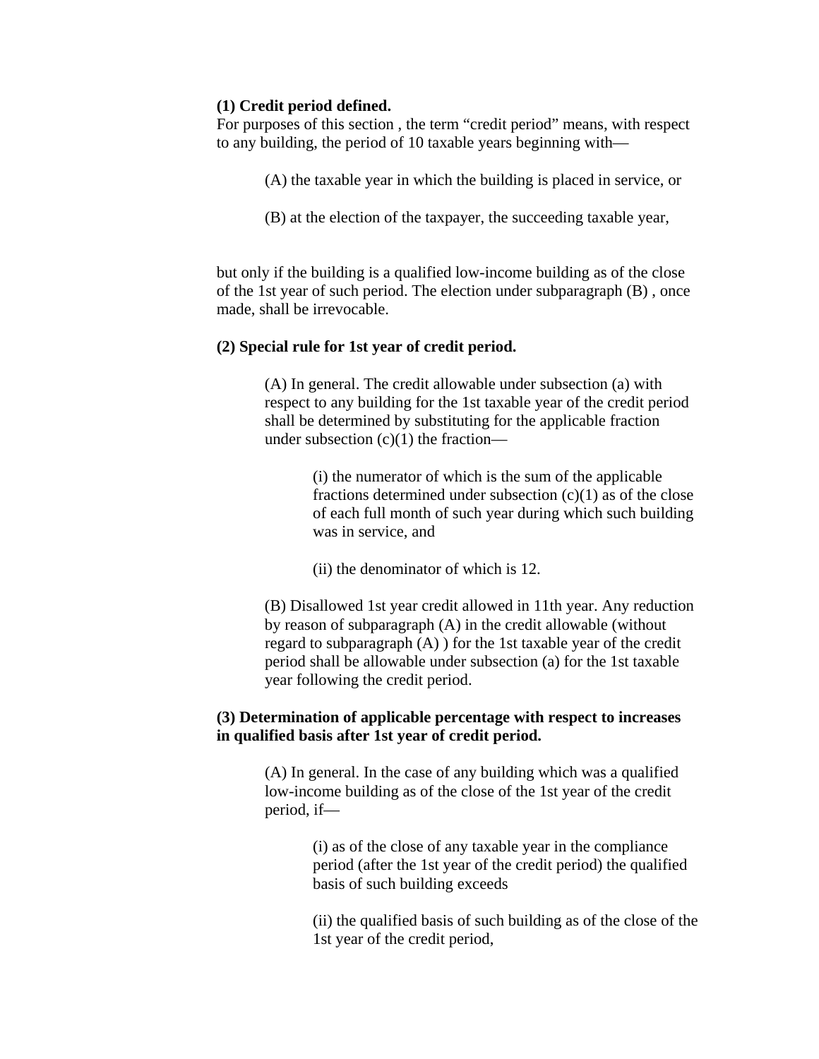**(1) Credit period defined.**

For purposes of this section , the term “credit period” means, with respect to any building, the period of 10 taxable years beginning with—

> (A) the taxable year in which the building is placed in service, or
>
> (B) at the election of the taxpayer, the succeeding taxable year,

but only if the building is a qualified low-income building as of the close of the 1st year of such period. The election under subparagraph (B) , once made, shall be irrevocable.

**(2) Special rule for 1st year of credit period.**

> (A) In general. The credit allowable under subsection (a) with respect to any building for the 1st taxable year of the credit period shall be determined by substituting for the applicable fraction under subsection (c)(1) the fraction—
>
> > (i) the numerator of which is the sum of the applicable fractions determined under subsection (c)(1) as of the close of each full month of such year during which such building was in service, and
> >
> > (ii) the denominator of which is 12.
>
> (B) Disallowed 1st year credit allowed in 11th year. Any reduction by reason of subparagraph (A) in the credit allowable (without regard to subparagraph (A) ) for the 1st taxable year of the credit period shall be allowable under subsection (a) for the 1st taxable year following the credit period.

**(3) Determination of applicable percentage with respect to increases in qualified basis after 1st year of credit period.**

> (A) In general. In the case of any building which was a qualified low-income building as of the close of the 1st year of the credit period, if—
>
> > (i) as of the close of any taxable year in the compliance period (after the 1st year of the credit period) the qualified basis of such building exceeds
> >
> > (ii) the qualified basis of such building as of the close of the 1st year of the credit period,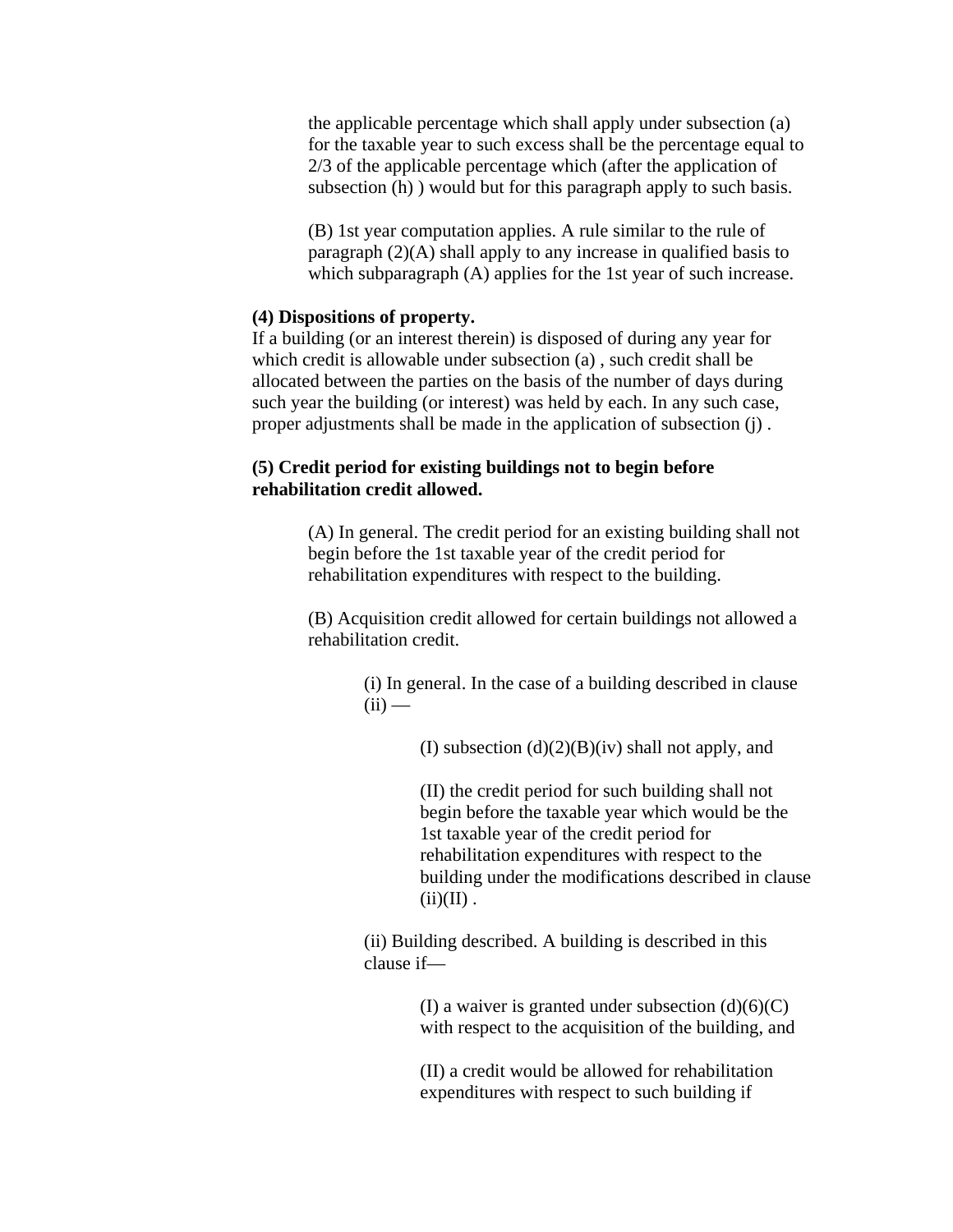the applicable percentage which shall apply under subsection (a) for the taxable year to such excess shall be the percentage equal to 2/3 of the applicable percentage which (after the application of subsection (h) ) would but for this paragraph apply to such basis.

(B) 1st year computation applies. A rule similar to the rule of paragraph (2)(A) shall apply to any increase in qualified basis to which subparagraph (A) applies for the 1st year of such increase.

**(4) Dispositions of property.**

If a building (or an interest therein) is disposed of during any year for which credit is allowable under subsection (a) , such credit shall be allocated between the parties on the basis of the number of days during such year the building (or interest) was held by each. In any such case, proper adjustments shall be made in the application of subsection (j) .

**(5) Credit period for existing buildings not to begin before rehabilitation credit allowed.**

(A) In general. The credit period for an existing building shall not begin before the 1st taxable year of the credit period for rehabilitation expenditures with respect to the building.

(B) Acquisition credit allowed for certain buildings not allowed a rehabilitation credit.

(i) In general. In the case of a building described in clause (ii) —

(I) subsection (d)(2)(B)(iv) shall not apply, and

(II) the credit period for such building shall not begin before the taxable year which would be the 1st taxable year of the credit period for rehabilitation expenditures with respect to the building under the modifications described in clause (ii)(II) .

(ii) Building described. A building is described in this clause if—

(I) a waiver is granted under subsection (d)(6)(C) with respect to the acquisition of the building, and

(II) a credit would be allowed for rehabilitation expenditures with respect to such building if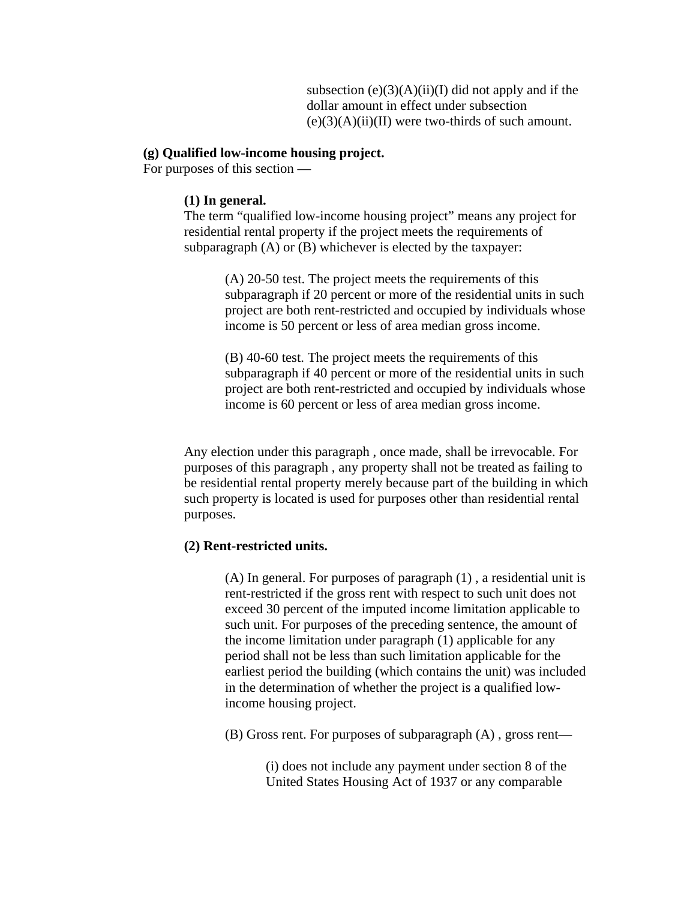subsection (e)(3)(A)(ii)(I) did not apply and if the dollar amount in effect under subsection (e)(3)(A)(ii)(II) were two-thirds of such amount.

**(g) Qualified low-income housing project.**

For purposes of this section —

**(1) In general.**

The term "qualified low-income housing project" means any project for residential rental property if the project meets the requirements of subparagraph (A) or (B) whichever is elected by the taxpayer:

(A) 20-50 test. The project meets the requirements of this subparagraph if 20 percent or more of the residential units in such project are both rent-restricted and occupied by individuals whose income is 50 percent or less of area median gross income.

(B) 40-60 test. The project meets the requirements of this subparagraph if 40 percent or more of the residential units in such project are both rent-restricted and occupied by individuals whose income is 60 percent or less of area median gross income.

Any election under this paragraph , once made, shall be irrevocable. For purposes of this paragraph , any property shall not be treated as failing to be residential rental property merely because part of the building in which such property is located is used for purposes other than residential rental purposes.

**(2) Rent-restricted units.**

(A) In general. For purposes of paragraph (1) , a residential unit is rent-restricted if the gross rent with respect to such unit does not exceed 30 percent of the imputed income limitation applicable to such unit. For purposes of the preceding sentence, the amount of the income limitation under paragraph (1) applicable for any period shall not be less than such limitation applicable for the earliest period the building (which contains the unit) was included in the determination of whether the project is a qualified low-income housing project.

(B) Gross rent. For purposes of subparagraph (A) , gross rent—

(i) does not include any payment under section 8 of the United States Housing Act of 1937 or any comparable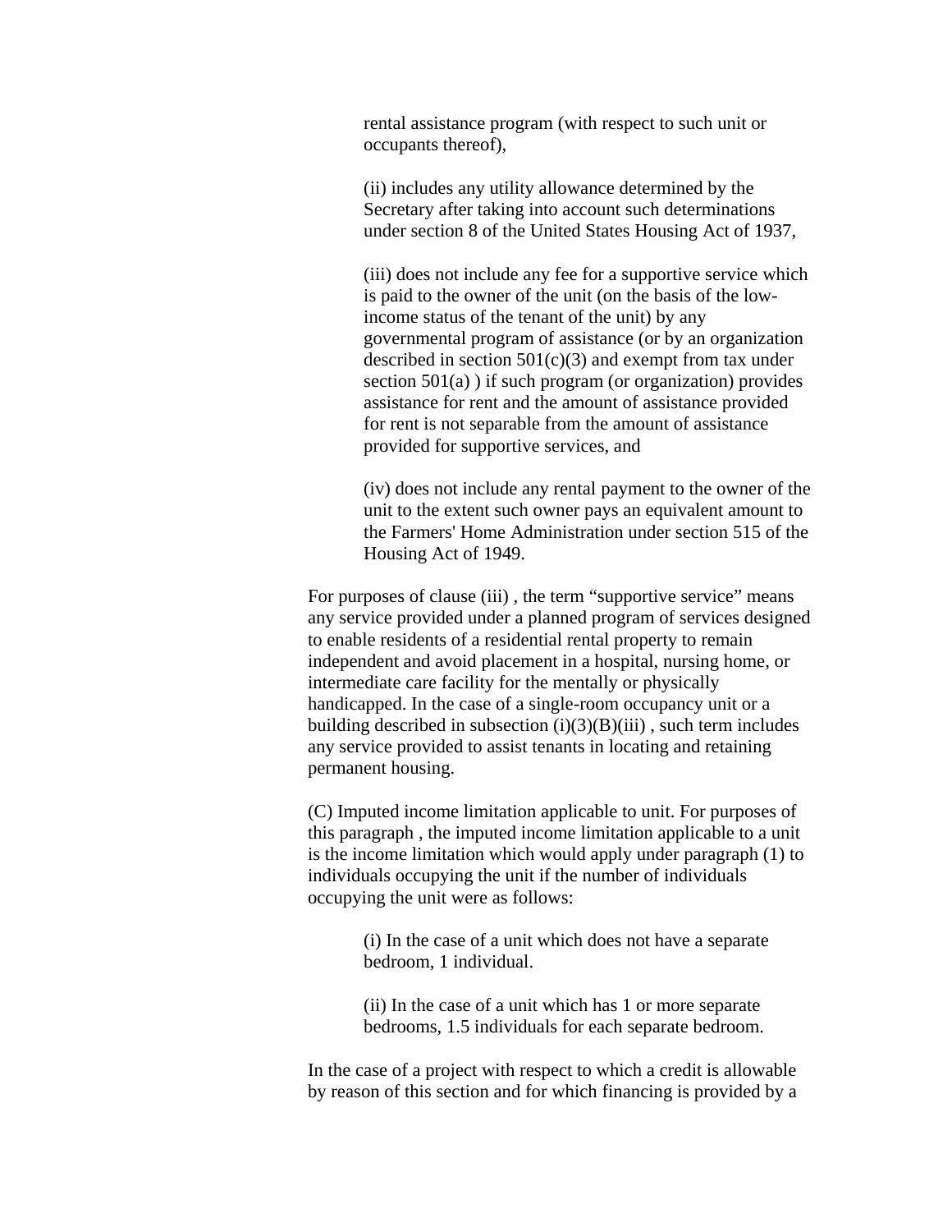rental assistance program (with respect to such unit or occupants thereof),

(ii) includes any utility allowance determined by the Secretary after taking into account such determinations under section 8 of the United States Housing Act of 1937,

(iii) does not include any fee for a supportive service which is paid to the owner of the unit (on the basis of the low-income status of the tenant of the unit) by any governmental program of assistance (or by an organization described in section 501(c)(3) and exempt from tax under section 501(a) ) if such program (or organization) provides assistance for rent and the amount of assistance provided for rent is not separable from the amount of assistance provided for supportive services, and

(iv) does not include any rental payment to the owner of the unit to the extent such owner pays an equivalent amount to the Farmers' Home Administration under section 515 of the Housing Act of 1949.

For purposes of clause (iii) , the term "supportive service" means any service provided under a planned program of services designed to enable residents of a residential rental property to remain independent and avoid placement in a hospital, nursing home, or intermediate care facility for the mentally or physically handicapped. In the case of a single-room occupancy unit or a building described in subsection (i)(3)(B)(iii) , such term includes any service provided to assist tenants in locating and retaining permanent housing.

(C) Imputed income limitation applicable to unit. For purposes of this paragraph , the imputed income limitation applicable to a unit is the income limitation which would apply under paragraph (1) to individuals occupying the unit if the number of individuals occupying the unit were as follows:

(i) In the case of a unit which does not have a separate bedroom, 1 individual.

(ii) In the case of a unit which has 1 or more separate bedrooms, 1.5 individuals for each separate bedroom.

In the case of a project with respect to which a credit is allowable by reason of this section and for which financing is provided by a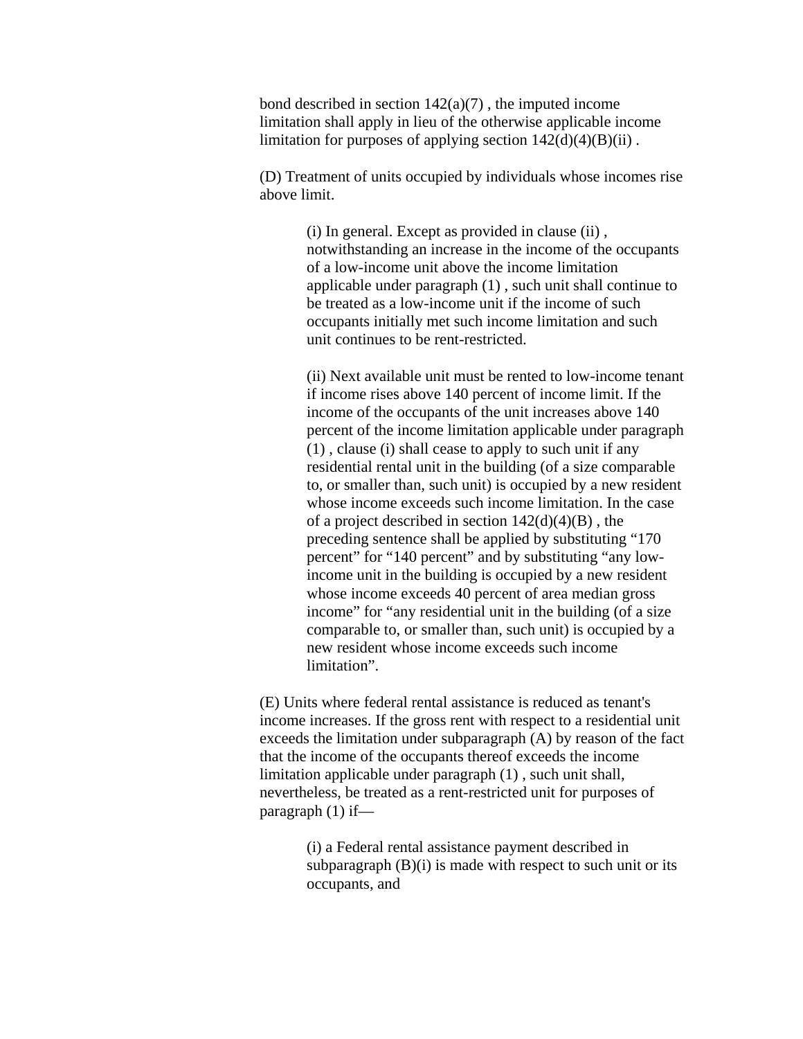bond described in section 142(a)(7) , the imputed income limitation shall apply in lieu of the otherwise applicable income limitation for purposes of applying section 142(d)(4)(B)(ii) .

(D) Treatment of units occupied by individuals whose incomes rise above limit.

> (i) In general. Except as provided in clause (ii) , notwithstanding an increase in the income of the occupants of a low-income unit above the income limitation applicable under paragraph (1) , such unit shall continue to be treated as a low-income unit if the income of such occupants initially met such income limitation and such unit continues to be rent-restricted.
>
> (ii) Next available unit must be rented to low-income tenant if income rises above 140 percent of income limit. If the income of the occupants of the unit increases above 140 percent of the income limitation applicable under paragraph (1) , clause (i) shall cease to apply to such unit if any residential rental unit in the building (of a size comparable to, or smaller than, such unit) is occupied by a new resident whose income exceeds such income limitation. In the case of a project described in section 142(d)(4)(B) , the preceding sentence shall be applied by substituting "170 percent" for "140 percent" and by substituting "any low-income unit in the building is occupied by a new resident whose income exceeds 40 percent of area median gross income" for "any residential unit in the building (of a size comparable to, or smaller than, such unit) is occupied by a new resident whose income exceeds such income limitation".

(E) Units where federal rental assistance is reduced as tenant's income increases. If the gross rent with respect to a residential unit exceeds the limitation under subparagraph (A) by reason of the fact that the income of the occupants thereof exceeds the income limitation applicable under paragraph (1) , such unit shall, nevertheless, be treated as a rent-restricted unit for purposes of paragraph (1) if—

> (i) a Federal rental assistance payment described in subparagraph (B)(i) is made with respect to such unit or its occupants, and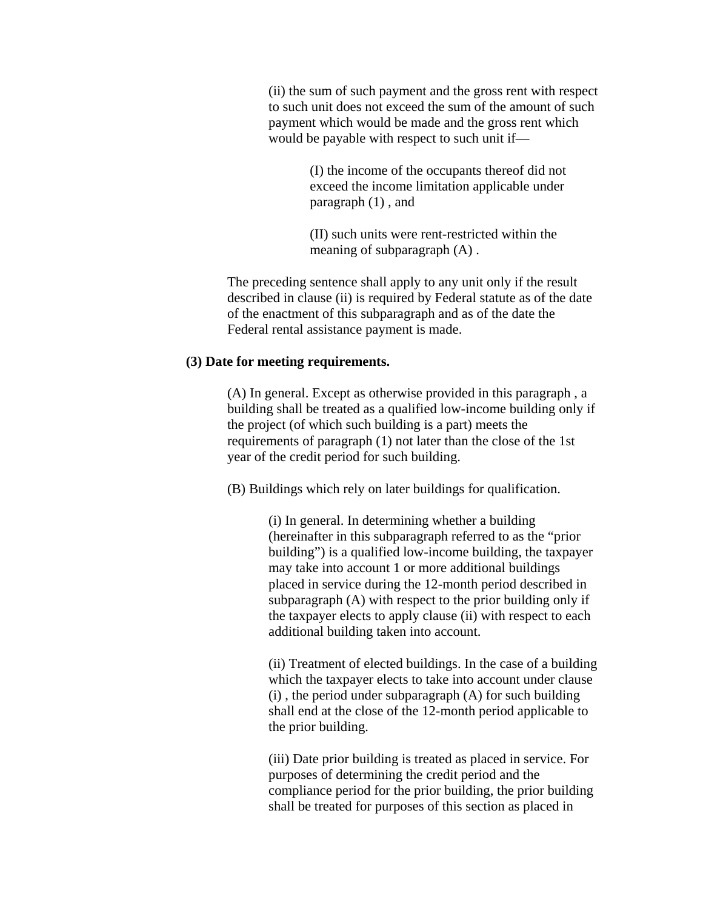(ii) the sum of such payment and the gross rent with respect to such unit does not exceed the sum of the amount of such payment which would be made and the gross rent which would be payable with respect to such unit if—

(I) the income of the occupants thereof did not exceed the income limitation applicable under paragraph (1) , and

(II) such units were rent-restricted within the meaning of subparagraph (A) .

The preceding sentence shall apply to any unit only if the result described in clause (ii) is required by Federal statute as of the date of the enactment of this subparagraph and as of the date the Federal rental assistance payment is made.

**(3) Date for meeting requirements.**

(A) In general. Except as otherwise provided in this paragraph , a building shall be treated as a qualified low-income building only if the project (of which such building is a part) meets the requirements of paragraph (1) not later than the close of the 1st year of the credit period for such building.

(B) Buildings which rely on later buildings for qualification.

(i) In general. In determining whether a building (hereinafter in this subparagraph referred to as the "prior building") is a qualified low-income building, the taxpayer may take into account 1 or more additional buildings placed in service during the 12-month period described in subparagraph (A) with respect to the prior building only if the taxpayer elects to apply clause (ii) with respect to each additional building taken into account.

(ii) Treatment of elected buildings. In the case of a building which the taxpayer elects to take into account under clause (i) , the period under subparagraph (A) for such building shall end at the close of the 12-month period applicable to the prior building.

(iii) Date prior building is treated as placed in service. For purposes of determining the credit period and the compliance period for the prior building, the prior building shall be treated for purposes of this section as placed in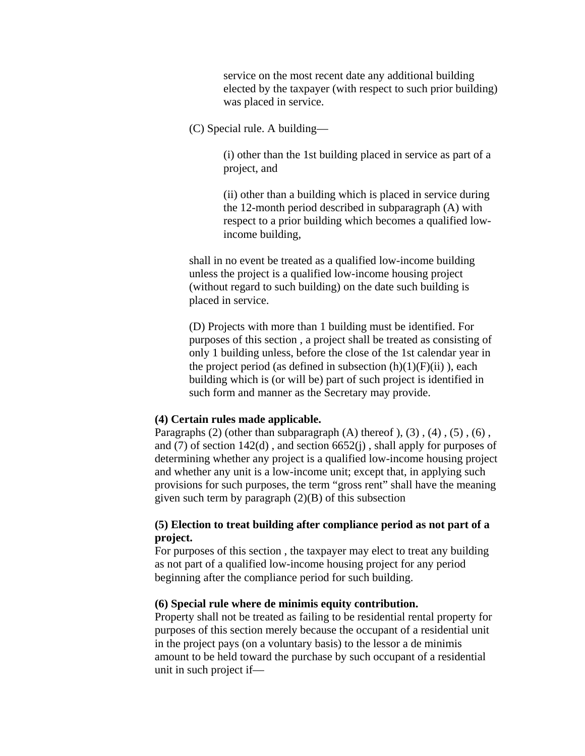service on the most recent date any additional building elected by the taxpayer (with respect to such prior building) was placed in service.

(C) Special rule. A building—

(i) other than the 1st building placed in service as part of a project, and

(ii) other than a building which is placed in service during the 12-month period described in subparagraph (A) with respect to a prior building which becomes a qualified low-income building,

shall in no event be treated as a qualified low-income building unless the project is a qualified low-income housing project (without regard to such building) on the date such building is placed in service.

(D) Projects with more than 1 building must be identified. For purposes of this section , a project shall be treated as consisting of only 1 building unless, before the close of the 1st calendar year in the project period (as defined in subsection (h)(1)(F)(ii) ), each building which is (or will be) part of such project is identified in such form and manner as the Secretary may provide.

**(4) Certain rules made applicable.**
Paragraphs (2) (other than subparagraph (A) thereof ), (3) , (4) , (5) , (6) , and (7) of section 142(d) , and section 6652(j) , shall apply for purposes of determining whether any project is a qualified low-income housing project and whether any unit is a low-income unit; except that, in applying such provisions for such purposes, the term "gross rent" shall have the meaning given such term by paragraph (2)(B) of this subsection

**(5) Election to treat building after compliance period as not part of a project.**
For purposes of this section , the taxpayer may elect to treat any building as not part of a qualified low-income housing project for any period beginning after the compliance period for such building.

**(6) Special rule where de minimis equity contribution.**
Property shall not be treated as failing to be residential rental property for purposes of this section merely because the occupant of a residential unit in the project pays (on a voluntary basis) to the lessor a de minimis amount to be held toward the purchase by such occupant of a residential unit in such project if—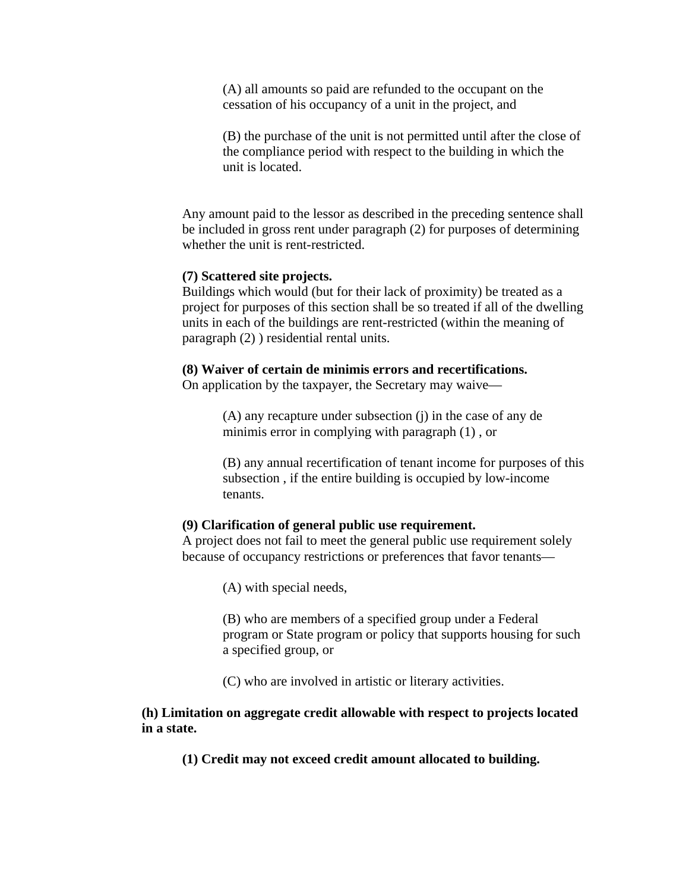(A) all amounts so paid are refunded to the occupant on the cessation of his occupancy of a unit in the project, and

(B) the purchase of the unit is not permitted until after the close of the compliance period with respect to the building in which the unit is located.

Any amount paid to the lessor as described in the preceding sentence shall be included in gross rent under paragraph (2) for purposes of determining whether the unit is rent-restricted.

**(7) Scattered site projects.**
Buildings which would (but for their lack of proximity) be treated as a project for purposes of this section shall be so treated if all of the dwelling units in each of the buildings are rent-restricted (within the meaning of paragraph (2) ) residential rental units.

**(8) Waiver of certain de minimis errors and recertifications.**
On application by the taxpayer, the Secretary may waive—

(A) any recapture under subsection (j) in the case of any de minimis error in complying with paragraph (1) , or

(B) any annual recertification of tenant income for purposes of this subsection , if the entire building is occupied by low-income tenants.

**(9) Clarification of general public use requirement.**
A project does not fail to meet the general public use requirement solely because of occupancy restrictions or preferences that favor tenants—

(A) with special needs,

(B) who are members of a specified group under a Federal program or State program or policy that supports housing for such a specified group, or

(C) who are involved in artistic or literary activities.

**(h) Limitation on aggregate credit allowable with respect to projects located in a state.**

**(1) Credit may not exceed credit amount allocated to building.**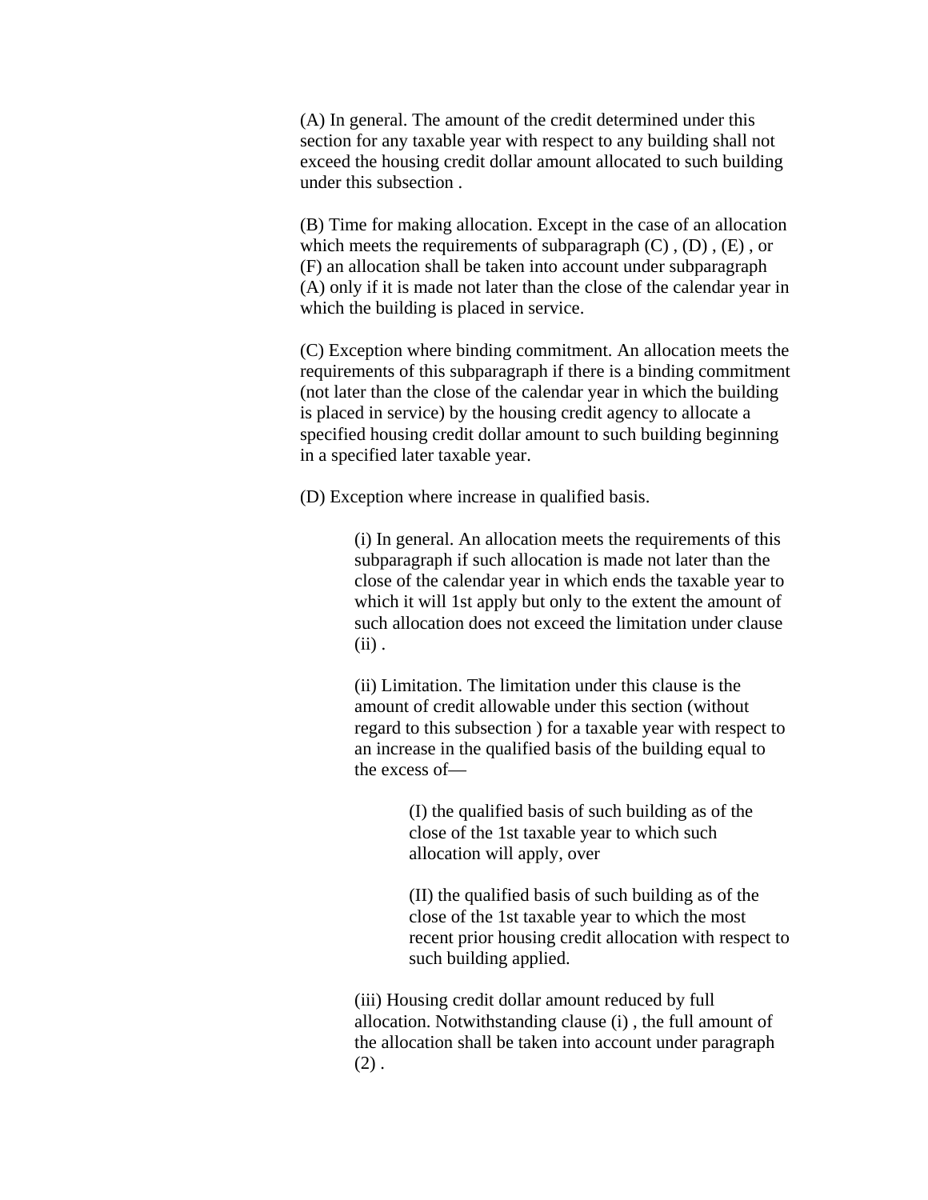(A) In general. The amount of the credit determined under this section for any taxable year with respect to any building shall not exceed the housing credit dollar amount allocated to such building under this subsection .

(B) Time for making allocation. Except in the case of an allocation which meets the requirements of subparagraph (C) , (D) , (E) , or (F) an allocation shall be taken into account under subparagraph (A) only if it is made not later than the close of the calendar year in which the building is placed in service.

(C) Exception where binding commitment. An allocation meets the requirements of this subparagraph if there is a binding commitment (not later than the close of the calendar year in which the building is placed in service) by the housing credit agency to allocate a specified housing credit dollar amount to such building beginning in a specified later taxable year.

(D) Exception where increase in qualified basis.

> (i) In general. An allocation meets the requirements of this subparagraph if such allocation is made not later than the close of the calendar year in which ends the taxable year to which it will 1st apply but only to the extent the amount of such allocation does not exceed the limitation under clause (ii) .
>
> (ii) Limitation. The limitation under this clause is the amount of credit allowable under this section (without regard to this subsection ) for a taxable year with respect to an increase in the qualified basis of the building equal to the excess of—
>
> > (I) the qualified basis of such building as of the close of the 1st taxable year to which such allocation will apply, over
> >
> > (II) the qualified basis of such building as of the close of the 1st taxable year to which the most recent prior housing credit allocation with respect to such building applied.
>
> (iii) Housing credit dollar amount reduced by full allocation. Notwithstanding clause (i) , the full amount of the allocation shall be taken into account under paragraph (2) .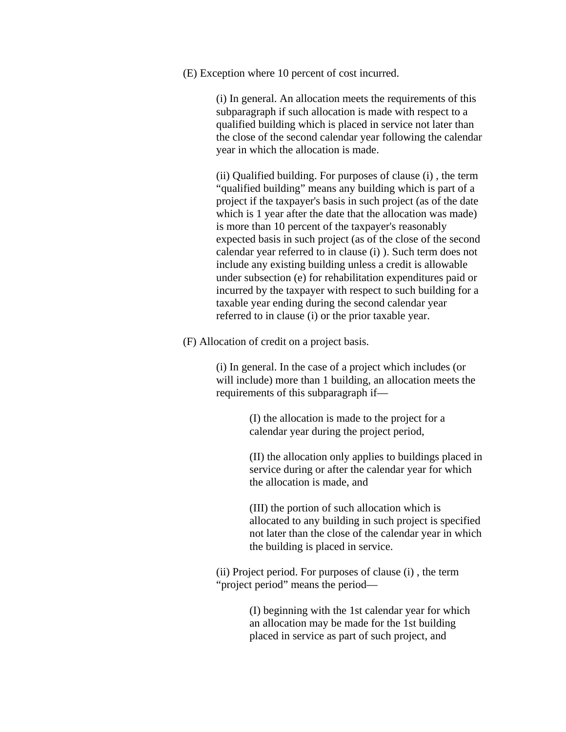(E) Exception where 10 percent of cost incurred.

(i) In general. An allocation meets the requirements of this subparagraph if such allocation is made with respect to a qualified building which is placed in service not later than the close of the second calendar year following the calendar year in which the allocation is made.

(ii) Qualified building. For purposes of clause (i) , the term “qualified building” means any building which is part of a project if the taxpayer's basis in such project (as of the date which is 1 year after the date that the allocation was made) is more than 10 percent of the taxpayer's reasonably expected basis in such project (as of the close of the second calendar year referred to in clause (i) ). Such term does not include any existing building unless a credit is allowable under subsection (e) for rehabilitation expenditures paid or incurred by the taxpayer with respect to such building for a taxable year ending during the second calendar year referred to in clause (i) or the prior taxable year.

(F) Allocation of credit on a project basis.

(i) In general. In the case of a project which includes (or will include) more than 1 building, an allocation meets the requirements of this subparagraph if—

(I) the allocation is made to the project for a calendar year during the project period,

(II) the allocation only applies to buildings placed in service during or after the calendar year for which the allocation is made, and

(III) the portion of such allocation which is allocated to any building in such project is specified not later than the close of the calendar year in which the building is placed in service.

(ii) Project period. For purposes of clause (i) , the term “project period” means the period—

(I) beginning with the 1st calendar year for which an allocation may be made for the 1st building placed in service as part of such project, and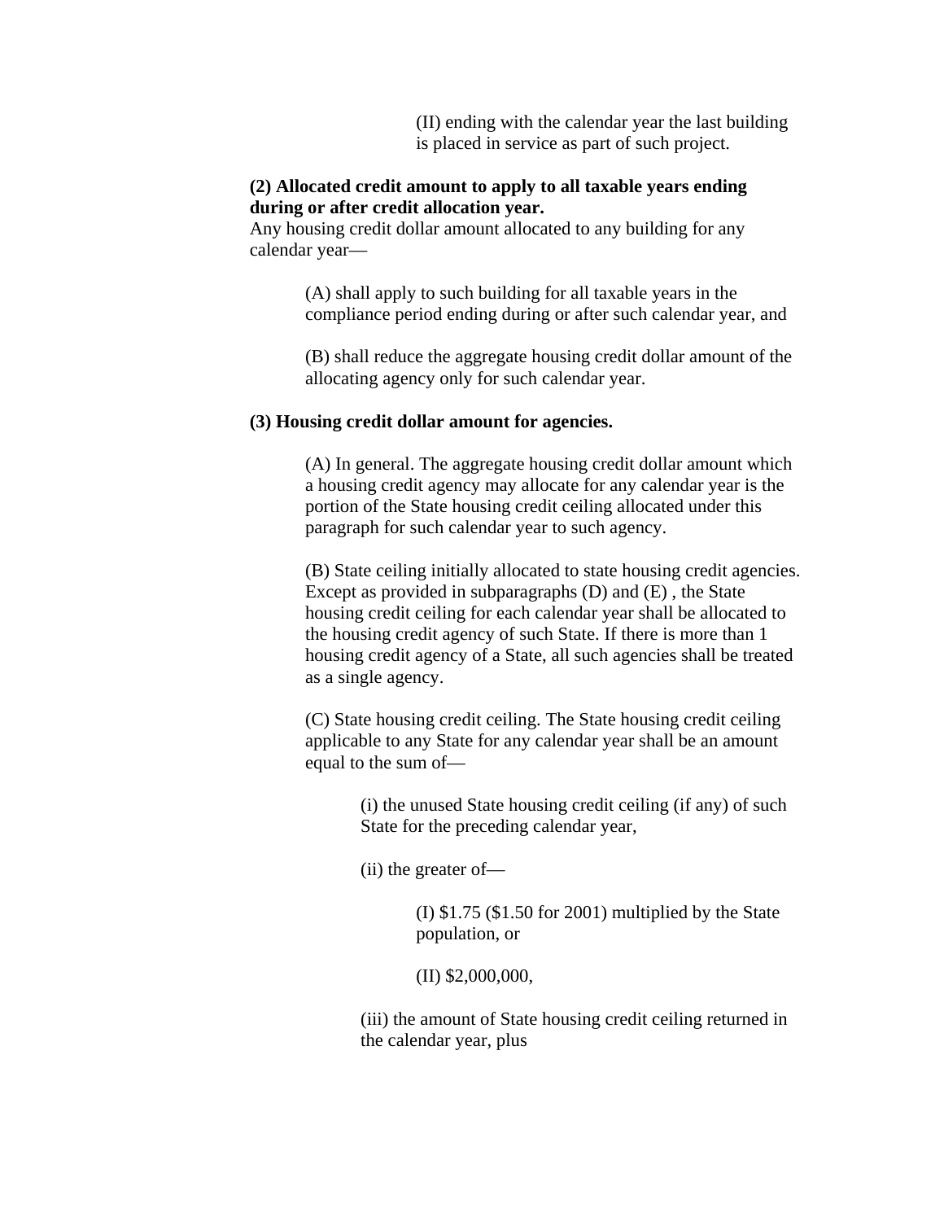(II) ending with the calendar year the last building is placed in service as part of such project.

**(2) Allocated credit amount to apply to all taxable years ending during or after credit allocation year.**
Any housing credit dollar amount allocated to any building for any calendar year—

(A) shall apply to such building for all taxable years in the compliance period ending during or after such calendar year, and

(B) shall reduce the aggregate housing credit dollar amount of the allocating agency only for such calendar year.

**(3) Housing credit dollar amount for agencies.**

(A) In general. The aggregate housing credit dollar amount which a housing credit agency may allocate for any calendar year is the portion of the State housing credit ceiling allocated under this paragraph for such calendar year to such agency.

(B) State ceiling initially allocated to state housing credit agencies. Except as provided in subparagraphs (D) and (E) , the State housing credit ceiling for each calendar year shall be allocated to the housing credit agency of such State. If there is more than 1 housing credit agency of a State, all such agencies shall be treated as a single agency.

(C) State housing credit ceiling. The State housing credit ceiling applicable to any State for any calendar year shall be an amount equal to the sum of—

(i) the unused State housing credit ceiling (if any) of such State for the preceding calendar year,

(ii) the greater of—

(I) $1.75 ($1.50 for 2001) multiplied by the State population, or

(II) $2,000,000,

(iii) the amount of State housing credit ceiling returned in the calendar year, plus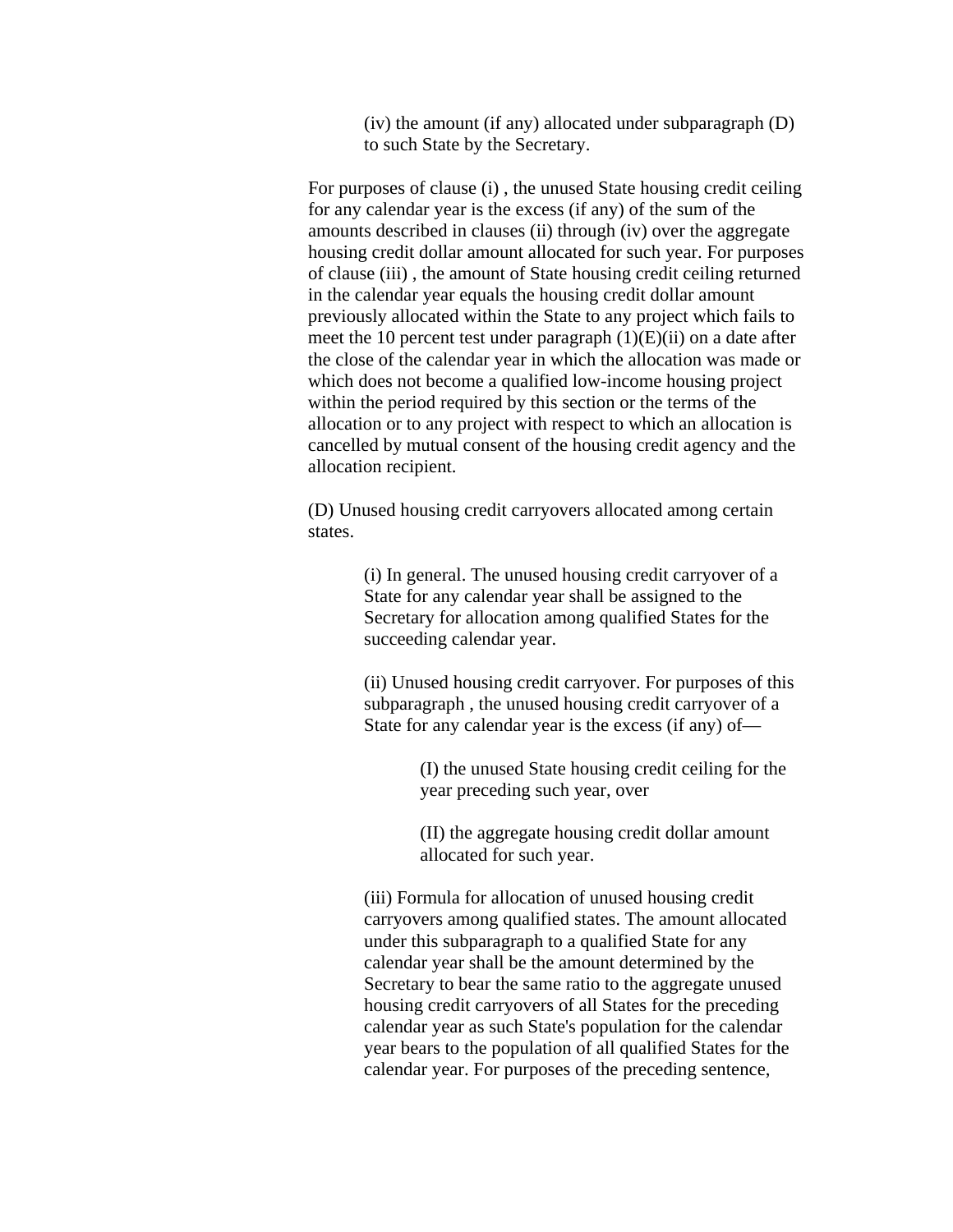(iv) the amount (if any) allocated under subparagraph (D) to such State by the Secretary.

For purposes of clause (i) , the unused State housing credit ceiling for any calendar year is the excess (if any) of the sum of the amounts described in clauses (ii) through (iv) over the aggregate housing credit dollar amount allocated for such year. For purposes of clause (iii) , the amount of State housing credit ceiling returned in the calendar year equals the housing credit dollar amount previously allocated within the State to any project which fails to meet the 10 percent test under paragraph (1)(E)(ii) on a date after the close of the calendar year in which the allocation was made or which does not become a qualified low-income housing project within the period required by this section or the terms of the allocation or to any project with respect to which an allocation is cancelled by mutual consent of the housing credit agency and the allocation recipient.

(D) Unused housing credit carryovers allocated among certain states.

(i) In general. The unused housing credit carryover of a State for any calendar year shall be assigned to the Secretary for allocation among qualified States for the succeeding calendar year.

(ii) Unused housing credit carryover. For purposes of this subparagraph , the unused housing credit carryover of a State for any calendar year is the excess (if any) of—

(I) the unused State housing credit ceiling for the year preceding such year, over

(II) the aggregate housing credit dollar amount allocated for such year.

(iii) Formula for allocation of unused housing credit carryovers among qualified states. The amount allocated under this subparagraph to a qualified State for any calendar year shall be the amount determined by the Secretary to bear the same ratio to the aggregate unused housing credit carryovers of all States for the preceding calendar year as such State's population for the calendar year bears to the population of all qualified States for the calendar year. For purposes of the preceding sentence,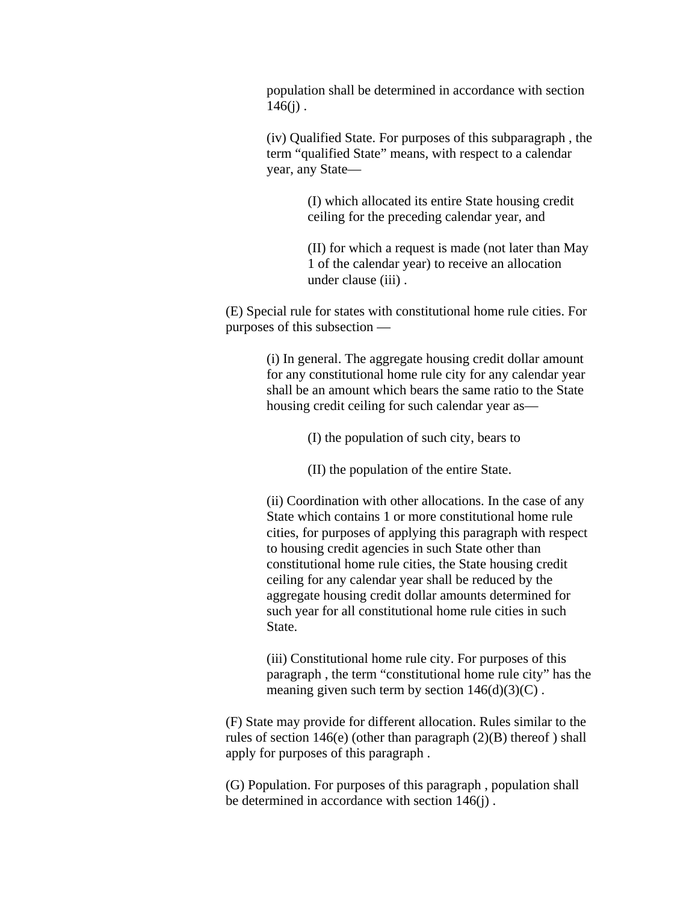population shall be determined in accordance with section 146(j) .

(iv) Qualified State. For purposes of this subparagraph , the term “qualified State” means, with respect to a calendar year, any State—

(I) which allocated its entire State housing credit ceiling for the preceding calendar year, and

(II) for which a request is made (not later than May 1 of the calendar year) to receive an allocation under clause (iii) .

(E) Special rule for states with constitutional home rule cities. For purposes of this subsection —

(i) In general. The aggregate housing credit dollar amount for any constitutional home rule city for any calendar year shall be an amount which bears the same ratio to the State housing credit ceiling for such calendar year as—

(I) the population of such city, bears to

(II) the population of the entire State.

(ii) Coordination with other allocations. In the case of any State which contains 1 or more constitutional home rule cities, for purposes of applying this paragraph with respect to housing credit agencies in such State other than constitutional home rule cities, the State housing credit ceiling for any calendar year shall be reduced by the aggregate housing credit dollar amounts determined for such year for all constitutional home rule cities in such State.

(iii) Constitutional home rule city. For purposes of this paragraph , the term “constitutional home rule city” has the meaning given such term by section 146(d)(3)(C) .

(F) State may provide for different allocation. Rules similar to the rules of section 146(e) (other than paragraph (2)(B) thereof ) shall apply for purposes of this paragraph .

(G) Population. For purposes of this paragraph , population shall be determined in accordance with section 146(j) .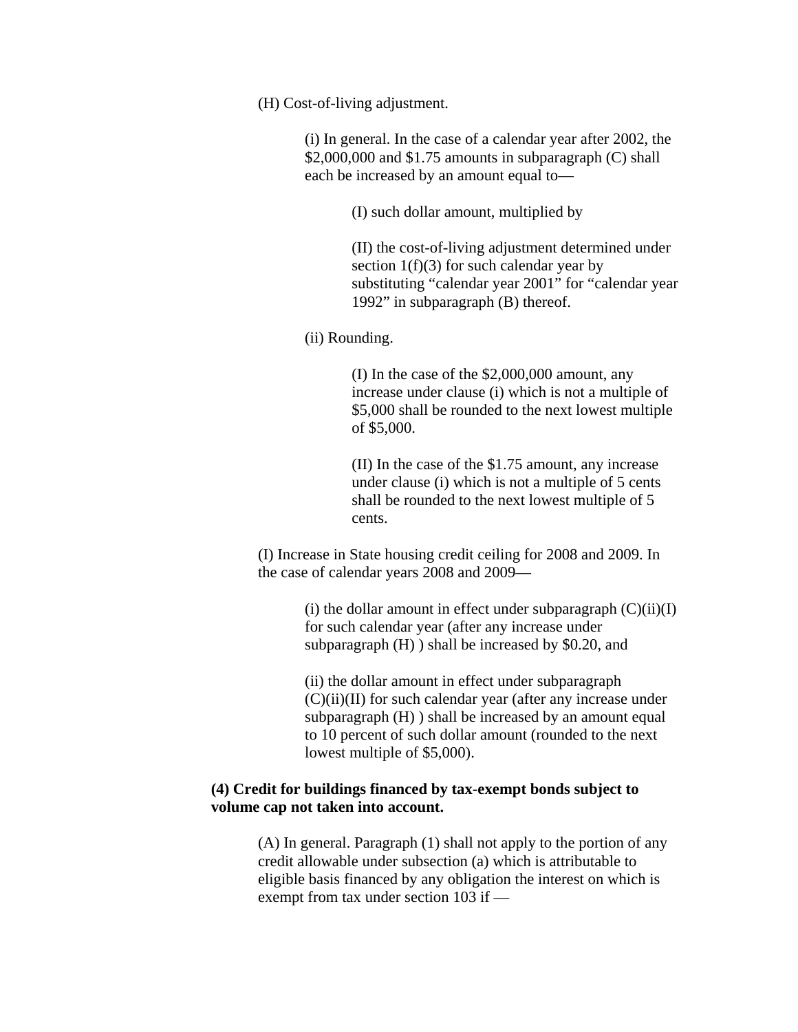(H) Cost-of-living adjustment.

(i) In general. In the case of a calendar year after 2002, the $2,000,000 and $1.75 amounts in subparagraph (C) shall each be increased by an amount equal to—

(I) such dollar amount, multiplied by

(II) the cost-of-living adjustment determined under section 1(f)(3) for such calendar year by substituting “calendar year 2001” for “calendar year 1992” in subparagraph (B) thereof.

(ii) Rounding.

(I) In the case of the $2,000,000 amount, any increase under clause (i) which is not a multiple of $5,000 shall be rounded to the next lowest multiple of $5,000.

(II) In the case of the $1.75 amount, any increase under clause (i) which is not a multiple of 5 cents shall be rounded to the next lowest multiple of 5 cents.

(I) Increase in State housing credit ceiling for 2008 and 2009. In the case of calendar years 2008 and 2009—

(i) the dollar amount in effect under subparagraph (C)(ii)(I) for such calendar year (after any increase under subparagraph (H) ) shall be increased by $0.20, and

(ii) the dollar amount in effect under subparagraph (C)(ii)(II) for such calendar year (after any increase under subparagraph (H) ) shall be increased by an amount equal to 10 percent of such dollar amount (rounded to the next lowest multiple of $5,000).

**(4) Credit for buildings financed by tax-exempt bonds subject to volume cap not taken into account.**

(A) In general. Paragraph (1) shall not apply to the portion of any credit allowable under subsection (a) which is attributable to eligible basis financed by any obligation the interest on which is exempt from tax under section 103 if —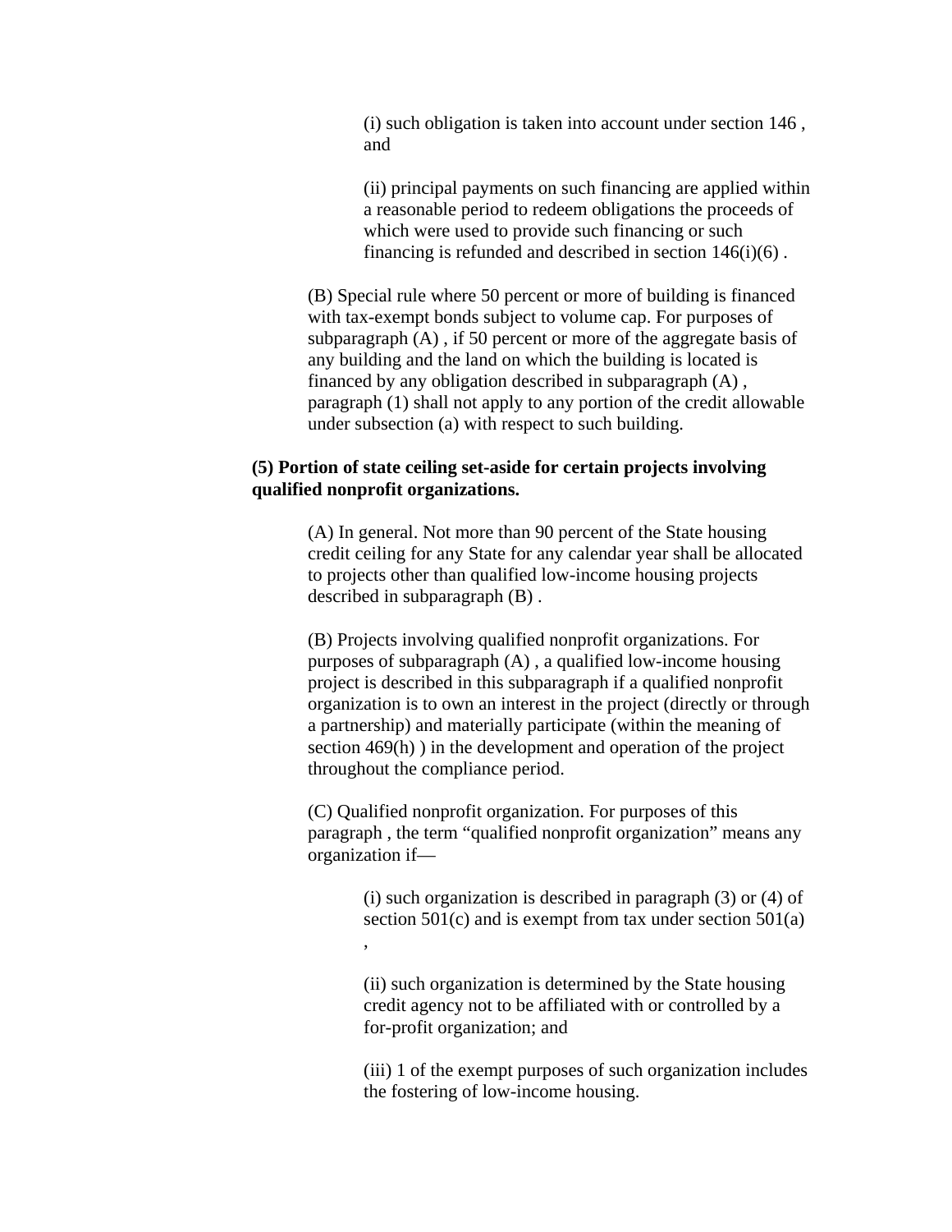(i) such obligation is taken into account under section 146 , and

(ii) principal payments on such financing are applied within a reasonable period to redeem obligations the proceeds of which were used to provide such financing or such financing is refunded and described in section 146(i)(6) .

(B) Special rule where 50 percent or more of building is financed with tax-exempt bonds subject to volume cap. For purposes of subparagraph (A) , if 50 percent or more of the aggregate basis of any building and the land on which the building is located is financed by any obligation described in subparagraph (A) , paragraph (1) shall not apply to any portion of the credit allowable under subsection (a) with respect to such building.

**(5) Portion of state ceiling set-aside for certain projects involving qualified nonprofit organizations.**

(A) In general. Not more than 90 percent of the State housing credit ceiling for any State for any calendar year shall be allocated to projects other than qualified low-income housing projects described in subparagraph (B) .

(B) Projects involving qualified nonprofit organizations. For purposes of subparagraph (A) , a qualified low-income housing project is described in this subparagraph if a qualified nonprofit organization is to own an interest in the project (directly or through a partnership) and materially participate (within the meaning of section 469(h) ) in the development and operation of the project throughout the compliance period.

(C) Qualified nonprofit organization. For purposes of this paragraph , the term "qualified nonprofit organization" means any organization if—

(i) such organization is described in paragraph (3) or (4) of section 501(c) and is exempt from tax under section 501(a) ,

(ii) such organization is determined by the State housing credit agency not to be affiliated with or controlled by a for-profit organization; and

(iii) 1 of the exempt purposes of such organization includes the fostering of low-income housing.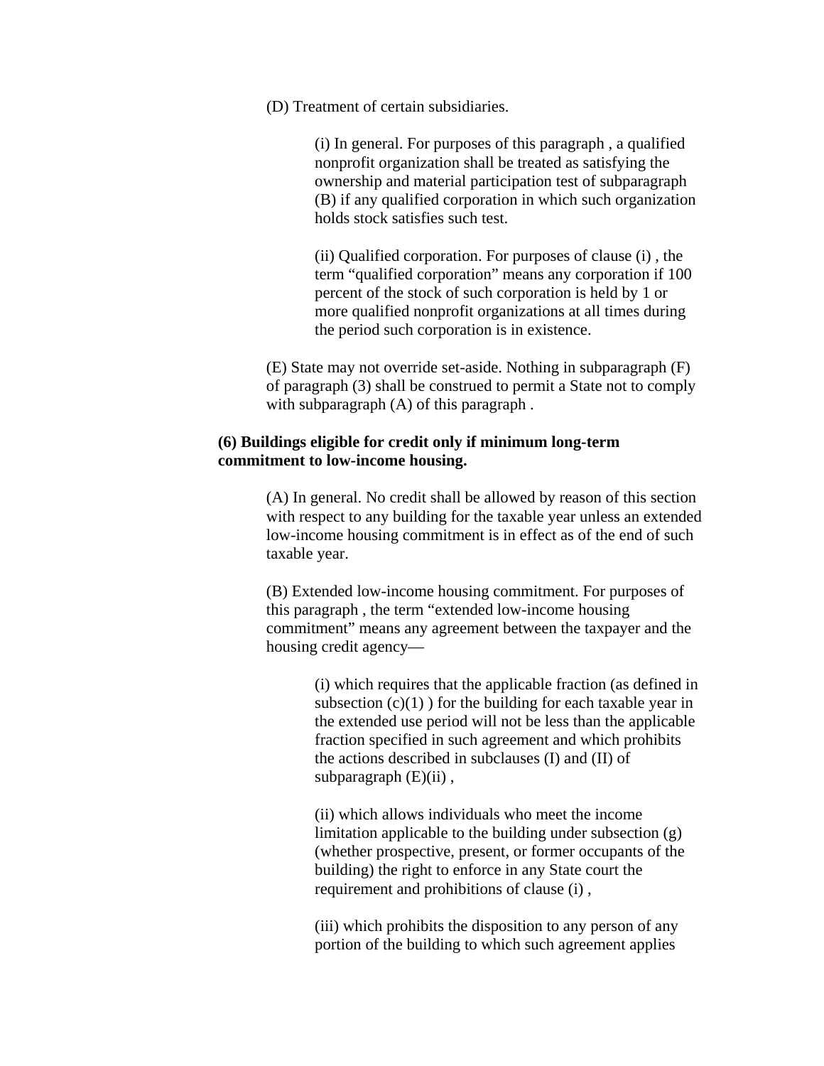(D) Treatment of certain subsidiaries.

(i) In general. For purposes of this paragraph , a qualified nonprofit organization shall be treated as satisfying the ownership and material participation test of subparagraph (B) if any qualified corporation in which such organization holds stock satisfies such test.

(ii) Qualified corporation. For purposes of clause (i) , the term "qualified corporation" means any corporation if 100 percent of the stock of such corporation is held by 1 or more qualified nonprofit organizations at all times during the period such corporation is in existence.

(E) State may not override set-aside. Nothing in subparagraph (F) of paragraph (3) shall be construed to permit a State not to comply with subparagraph (A) of this paragraph .

**(6) Buildings eligible for credit only if minimum long-term commitment to low-income housing.**

(A) In general. No credit shall be allowed by reason of this section with respect to any building for the taxable year unless an extended low-income housing commitment is in effect as of the end of such taxable year.

(B) Extended low-income housing commitment. For purposes of this paragraph , the term "extended low-income housing commitment" means any agreement between the taxpayer and the housing credit agency—

(i) which requires that the applicable fraction (as defined in subsection (c)(1) ) for the building for each taxable year in the extended use period will not be less than the applicable fraction specified in such agreement and which prohibits the actions described in subclauses (I) and (II) of subparagraph (E)(ii) ,

(ii) which allows individuals who meet the income limitation applicable to the building under subsection (g) (whether prospective, present, or former occupants of the building) the right to enforce in any State court the requirement and prohibitions of clause (i) ,

(iii) which prohibits the disposition to any person of any portion of the building to which such agreement applies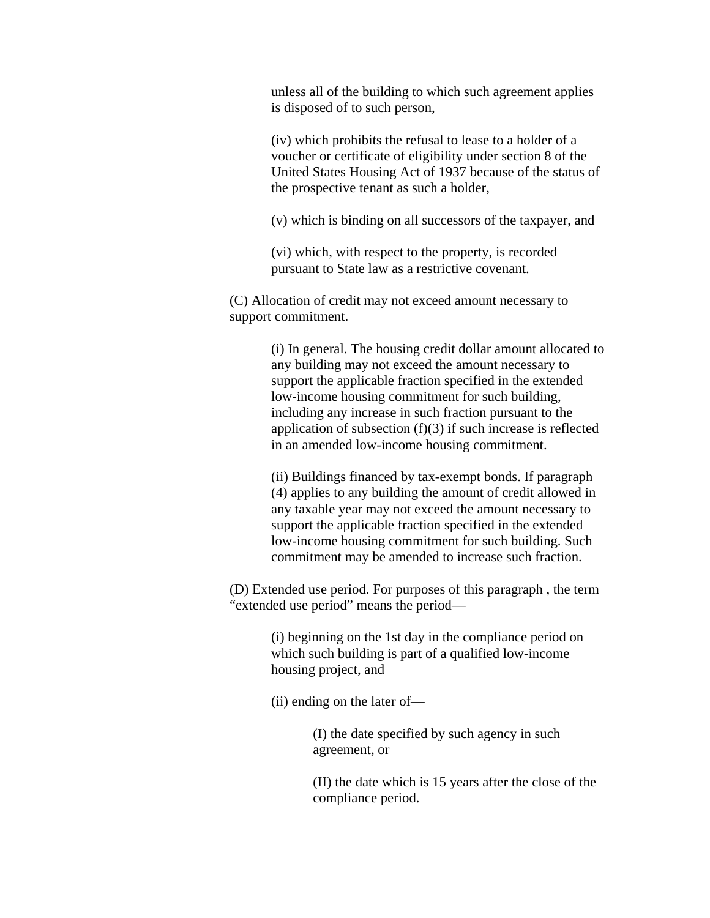unless all of the building to which such agreement applies is disposed of to such person,

(iv) which prohibits the refusal to lease to a holder of a voucher or certificate of eligibility under section 8 of the United States Housing Act of 1937 because of the status of the prospective tenant as such a holder,

(v) which is binding on all successors of the taxpayer, and

(vi) which, with respect to the property, is recorded pursuant to State law as a restrictive covenant.

(C) Allocation of credit may not exceed amount necessary to support commitment.

(i) In general. The housing credit dollar amount allocated to any building may not exceed the amount necessary to support the applicable fraction specified in the extended low-income housing commitment for such building, including any increase in such fraction pursuant to the application of subsection (f)(3) if such increase is reflected in an amended low-income housing commitment.

(ii) Buildings financed by tax-exempt bonds. If paragraph (4) applies to any building the amount of credit allowed in any taxable year may not exceed the amount necessary to support the applicable fraction specified in the extended low-income housing commitment for such building. Such commitment may be amended to increase such fraction.

(D) Extended use period. For purposes of this paragraph , the term “extended use period” means the period—

(i) beginning on the 1st day in the compliance period on which such building is part of a qualified low-income housing project, and

(ii) ending on the later of—

(I) the date specified by such agency in such agreement, or

(II) the date which is 15 years after the close of the compliance period.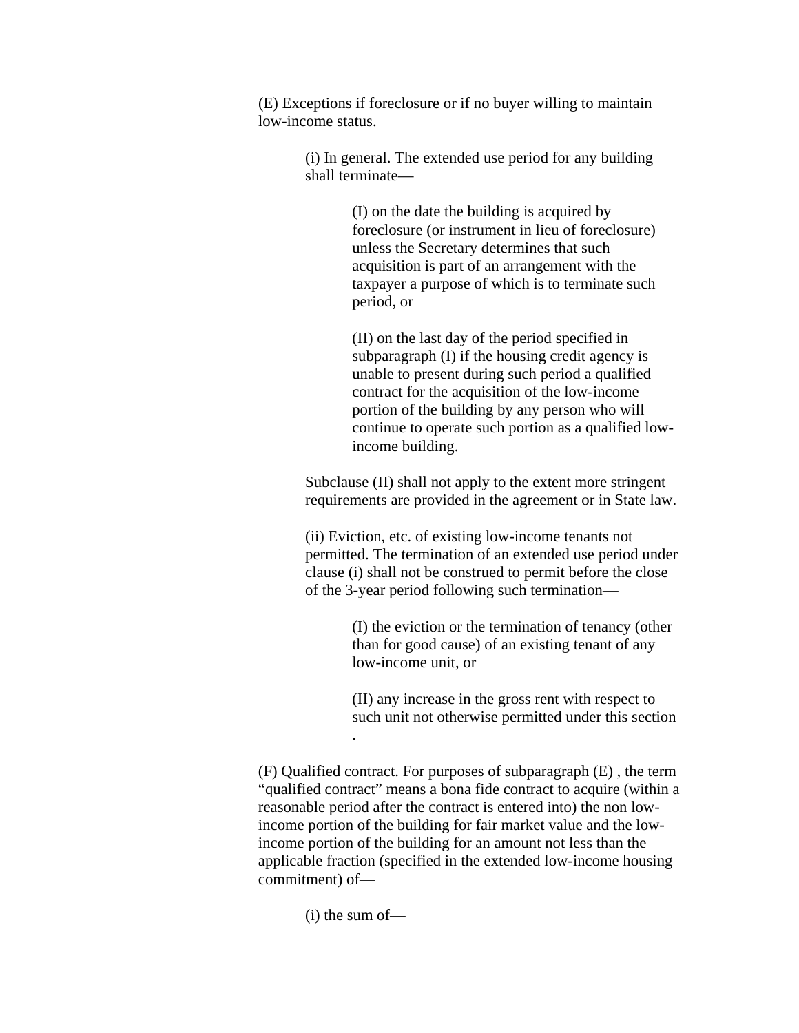(E) Exceptions if foreclosure or if no buyer willing to maintain low-income status.

> (i) In general. The extended use period for any building shall terminate—
>
> > (I) on the date the building is acquired by foreclosure (or instrument in lieu of foreclosure) unless the Secretary determines that such acquisition is part of an arrangement with the taxpayer a purpose of which is to terminate such period, or
> >
> > (II) on the last day of the period specified in subparagraph (I) if the housing credit agency is unable to present during such period a qualified contract for the acquisition of the low-income portion of the building by any person who will continue to operate such portion as a qualified low-income building.
>
> Subclause (II) shall not apply to the extent more stringent requirements are provided in the agreement or in State law.
>
> (ii) Eviction, etc. of existing low-income tenants not permitted. The termination of an extended use period under clause (i) shall not be construed to permit before the close of the 3-year period following such termination—
>
> > (I) the eviction or the termination of tenancy (other than for good cause) of an existing tenant of any low-income unit, or
> >
> > (II) any increase in the gross rent with respect to such unit not otherwise permitted under this section .

(F) Qualified contract. For purposes of subparagraph (E) , the term "qualified contract" means a bona fide contract to acquire (within a reasonable period after the contract is entered into) the non low-income portion of the building for fair market value and the low-income portion of the building for an amount not less than the applicable fraction (specified in the extended low-income housing commitment) of—

> (i) the sum of—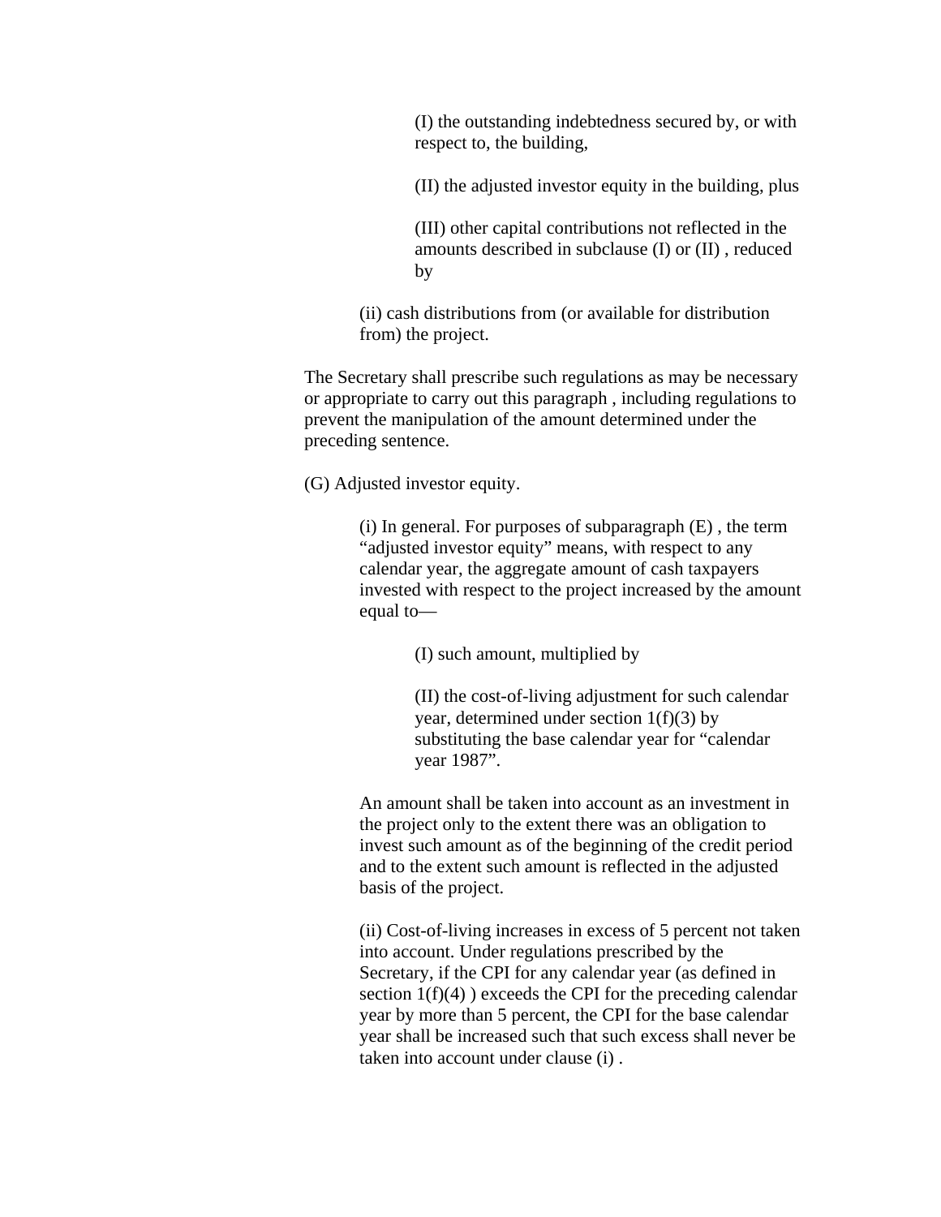(I) the outstanding indebtedness secured by, or with respect to, the building,

(II) the adjusted investor equity in the building, plus

(III) other capital contributions not reflected in the amounts described in subclause (I) or (II) , reduced by

(ii) cash distributions from (or available for distribution from) the project.

The Secretary shall prescribe such regulations as may be necessary or appropriate to carry out this paragraph , including regulations to prevent the manipulation of the amount determined under the preceding sentence.

(G) Adjusted investor equity.

(i) In general. For purposes of subparagraph (E) , the term “adjusted investor equity” means, with respect to any calendar year, the aggregate amount of cash taxpayers invested with respect to the project increased by the amount equal to—

(I) such amount, multiplied by

(II) the cost-of-living adjustment for such calendar year, determined under section 1(f)(3) by substituting the base calendar year for “calendar year 1987”.

An amount shall be taken into account as an investment in the project only to the extent there was an obligation to invest such amount as of the beginning of the credit period and to the extent such amount is reflected in the adjusted basis of the project.

(ii) Cost-of-living increases in excess of 5 percent not taken into account. Under regulations prescribed by the Secretary, if the CPI for any calendar year (as defined in section 1(f)(4) ) exceeds the CPI for the preceding calendar year by more than 5 percent, the CPI for the base calendar year shall be increased such that such excess shall never be taken into account under clause (i) .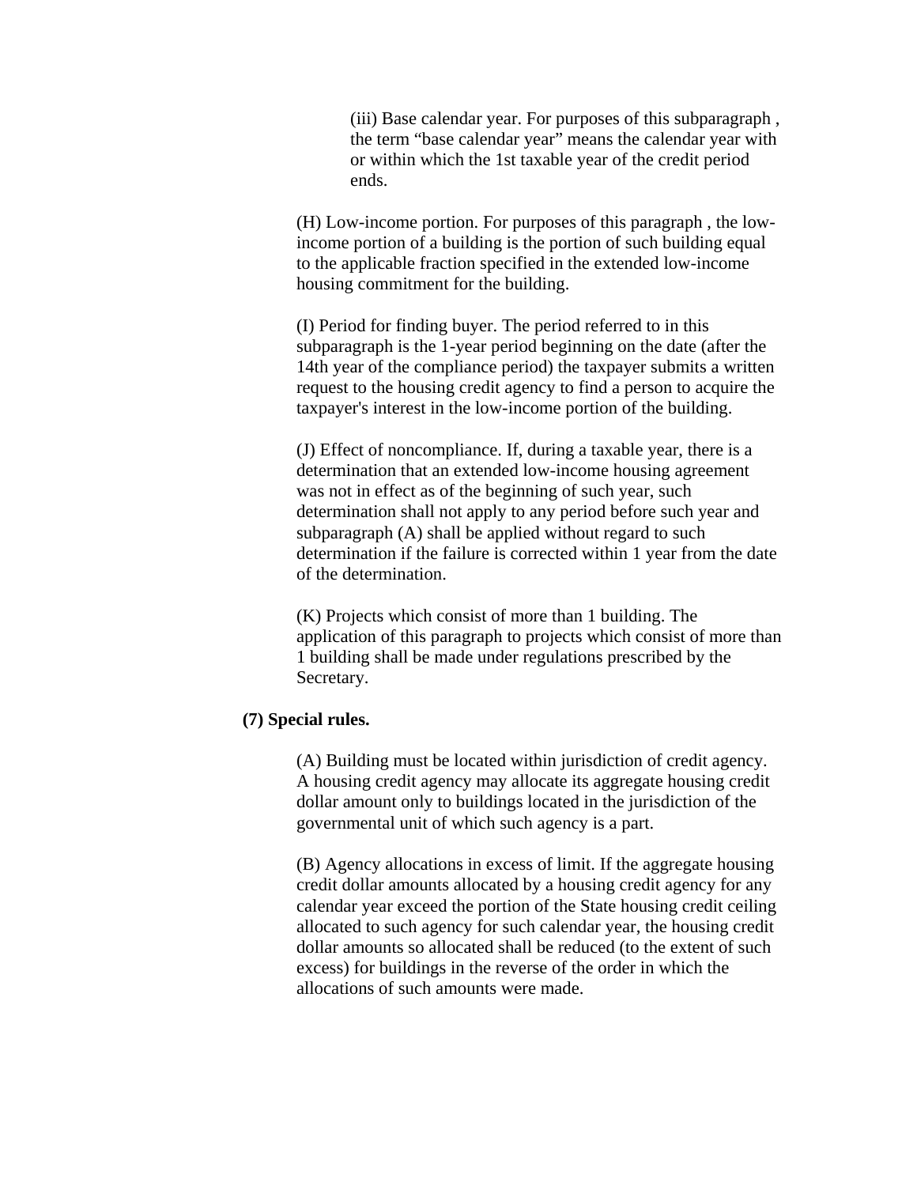(iii) Base calendar year. For purposes of this subparagraph , the term “base calendar year” means the calendar year with or within which the 1st taxable year of the credit period ends.

(H) Low-income portion. For purposes of this paragraph , the low-income portion of a building is the portion of such building equal to the applicable fraction specified in the extended low-income housing commitment for the building.

(I) Period for finding buyer. The period referred to in this subparagraph is the 1-year period beginning on the date (after the 14th year of the compliance period) the taxpayer submits a written request to the housing credit agency to find a person to acquire the taxpayer's interest in the low-income portion of the building.

(J) Effect of noncompliance. If, during a taxable year, there is a determination that an extended low-income housing agreement was not in effect as of the beginning of such year, such determination shall not apply to any period before such year and subparagraph (A) shall be applied without regard to such determination if the failure is corrected within 1 year from the date of the determination.

(K) Projects which consist of more than 1 building. The application of this paragraph to projects which consist of more than 1 building shall be made under regulations prescribed by the Secretary.

**(7) Special rules.**

(A) Building must be located within jurisdiction of credit agency. A housing credit agency may allocate its aggregate housing credit dollar amount only to buildings located in the jurisdiction of the governmental unit of which such agency is a part.

(B) Agency allocations in excess of limit. If the aggregate housing credit dollar amounts allocated by a housing credit agency for any calendar year exceed the portion of the State housing credit ceiling allocated to such agency for such calendar year, the housing credit dollar amounts so allocated shall be reduced (to the extent of such excess) for buildings in the reverse of the order in which the allocations of such amounts were made.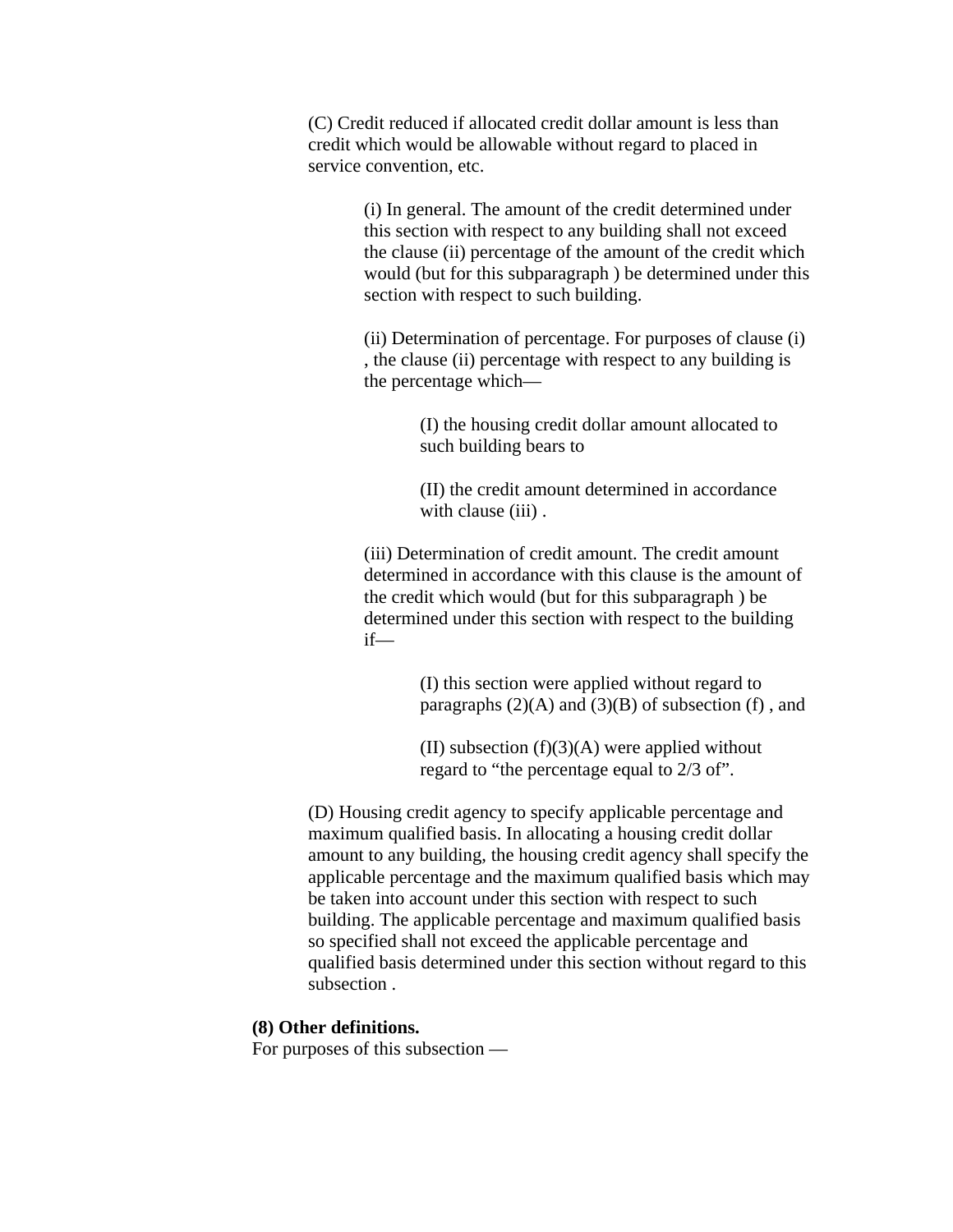(C) Credit reduced if allocated credit dollar amount is less than credit which would be allowable without regard to placed in service convention, etc.

(i) In general. The amount of the credit determined under this section with respect to any building shall not exceed the clause (ii) percentage of the amount of the credit which would (but for this subparagraph ) be determined under this section with respect to such building.

(ii) Determination of percentage. For purposes of clause (i) , the clause (ii) percentage with respect to any building is the percentage which—

(I) the housing credit dollar amount allocated to such building bears to

(II) the credit amount determined in accordance with clause (iii) .

(iii) Determination of credit amount. The credit amount determined in accordance with this clause is the amount of the credit which would (but for this subparagraph ) be determined under this section with respect to the building if—

(I) this section were applied without regard to paragraphs (2)(A) and (3)(B) of subsection (f) , and

(II) subsection (f)(3)(A) were applied without regard to "the percentage equal to 2/3 of".

(D) Housing credit agency to specify applicable percentage and maximum qualified basis. In allocating a housing credit dollar amount to any building, the housing credit agency shall specify the applicable percentage and the maximum qualified basis which may be taken into account under this section with respect to such building. The applicable percentage and maximum qualified basis so specified shall not exceed the applicable percentage and qualified basis determined under this section without regard to this subsection .

**(8) Other definitions.**

For purposes of this subsection —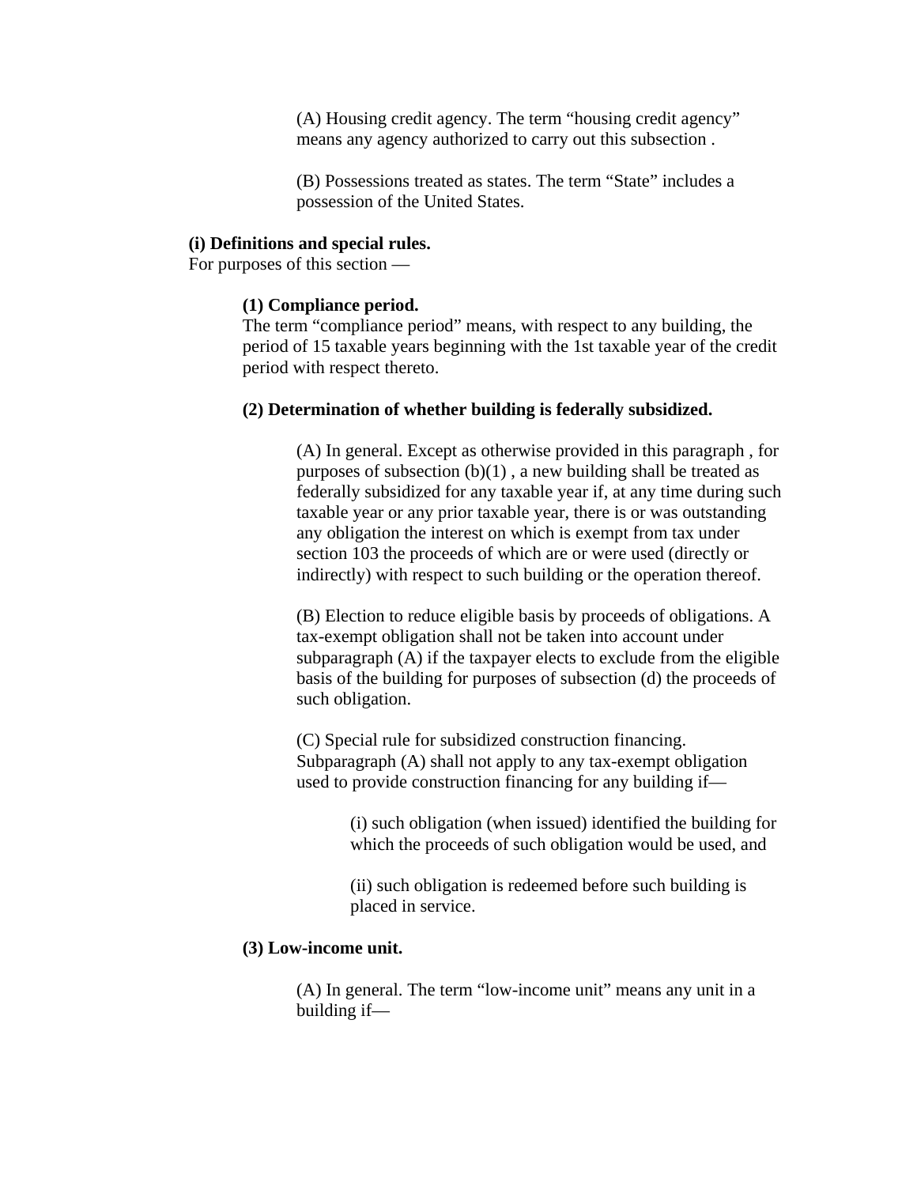(A) Housing credit agency. The term “housing credit agency” means any agency authorized to carry out this subsection .

(B) Possessions treated as states. The term “State” includes a possession of the United States.

**(i) Definitions and special rules.**
For purposes of this section —

**(1) Compliance period.**
The term “compliance period” means, with respect to any building, the period of 15 taxable years beginning with the 1st taxable year of the credit period with respect thereto.

**(2) Determination of whether building is federally subsidized.**

(A) In general. Except as otherwise provided in this paragraph , for purposes of subsection (b)(1) , a new building shall be treated as federally subsidized for any taxable year if, at any time during such taxable year or any prior taxable year, there is or was outstanding any obligation the interest on which is exempt from tax under section 103 the proceeds of which are or were used (directly or indirectly) with respect to such building or the operation thereof.

(B) Election to reduce eligible basis by proceeds of obligations. A tax-exempt obligation shall not be taken into account under subparagraph (A) if the taxpayer elects to exclude from the eligible basis of the building for purposes of subsection (d) the proceeds of such obligation.

(C) Special rule for subsidized construction financing. Subparagraph (A) shall not apply to any tax-exempt obligation used to provide construction financing for any building if—

(i) such obligation (when issued) identified the building for which the proceeds of such obligation would be used, and

(ii) such obligation is redeemed before such building is placed in service.

**(3) Low-income unit.**

(A) In general. The term “low-income unit” means any unit in a building if—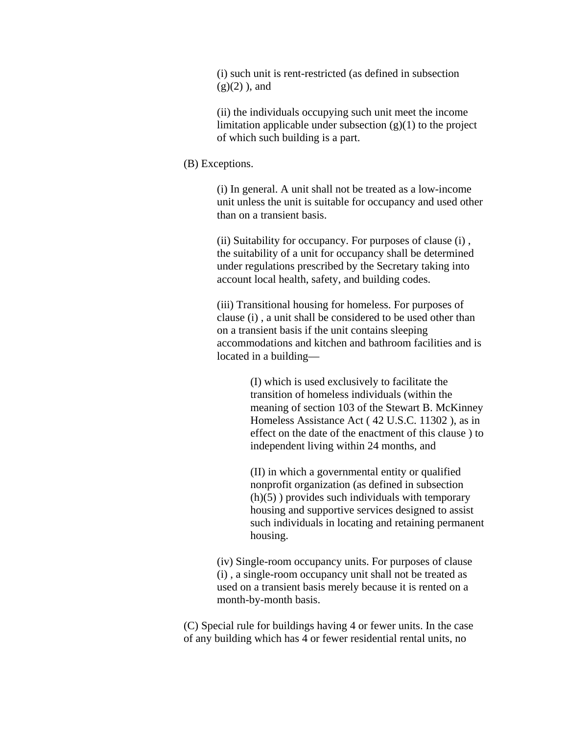(i) such unit is rent-restricted (as defined in subsection (g)(2) ), and

(ii) the individuals occupying such unit meet the income limitation applicable under subsection (g)(1) to the project of which such building is a part.

(B) Exceptions.

(i) In general. A unit shall not be treated as a low-income unit unless the unit is suitable for occupancy and used other than on a transient basis.

(ii) Suitability for occupancy. For purposes of clause (i) , the suitability of a unit for occupancy shall be determined under regulations prescribed by the Secretary taking into account local health, safety, and building codes.

(iii) Transitional housing for homeless. For purposes of clause (i) , a unit shall be considered to be used other than on a transient basis if the unit contains sleeping accommodations and kitchen and bathroom facilities and is located in a building—

(I) which is used exclusively to facilitate the transition of homeless individuals (within the meaning of section 103 of the Stewart B. McKinney Homeless Assistance Act ( 42 U.S.C. 11302 ), as in effect on the date of the enactment of this clause ) to independent living within 24 months, and

(II) in which a governmental entity or qualified nonprofit organization (as defined in subsection (h)(5) ) provides such individuals with temporary housing and supportive services designed to assist such individuals in locating and retaining permanent housing.

(iv) Single-room occupancy units. For purposes of clause (i) , a single-room occupancy unit shall not be treated as used on a transient basis merely because it is rented on a month-by-month basis.

(C) Special rule for buildings having 4 or fewer units. In the case of any building which has 4 or fewer residential rental units, no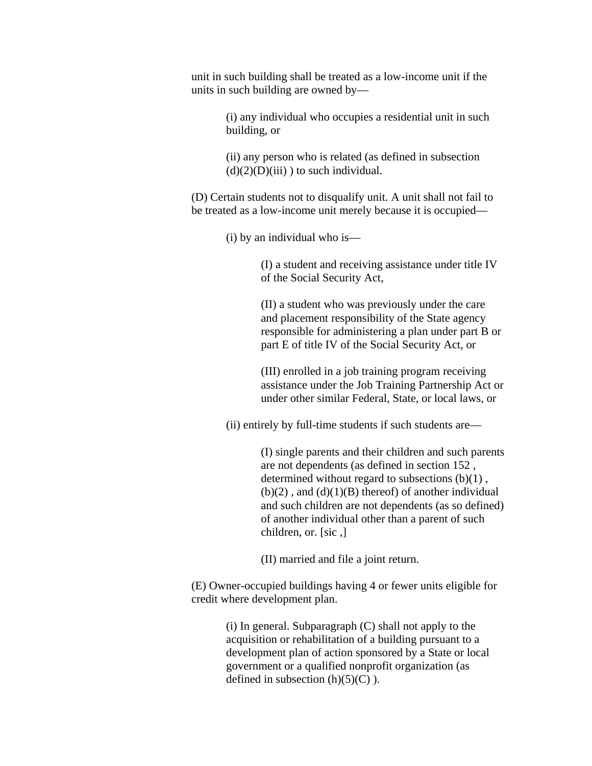unit in such building shall be treated as a low-income unit if the units in such building are owned by—

(i) any individual who occupies a residential unit in such building, or

(ii) any person who is related (as defined in subsection (d)(2)(D)(iii) ) to such individual.

(D) Certain students not to disqualify unit. A unit shall not fail to be treated as a low-income unit merely because it is occupied—

(i) by an individual who is—

(I) a student and receiving assistance under title IV of the Social Security Act,

(II) a student who was previously under the care and placement responsibility of the State agency responsible for administering a plan under part B or part E of title IV of the Social Security Act, or

(III) enrolled in a job training program receiving assistance under the Job Training Partnership Act or under other similar Federal, State, or local laws, or

(ii) entirely by full-time students if such students are—

(I) single parents and their children and such parents are not dependents (as defined in section 152 , determined without regard to subsections (b)(1) , (b)(2) , and (d)(1)(B) thereof) of another individual and such children are not dependents (as so defined) of another individual other than a parent of such children, or. [sic ,]

(II) married and file a joint return.

(E) Owner-occupied buildings having 4 or fewer units eligible for credit where development plan.

(i) In general. Subparagraph (C) shall not apply to the acquisition or rehabilitation of a building pursuant to a development plan of action sponsored by a State or local government or a qualified nonprofit organization (as defined in subsection (h)(5)(C) ).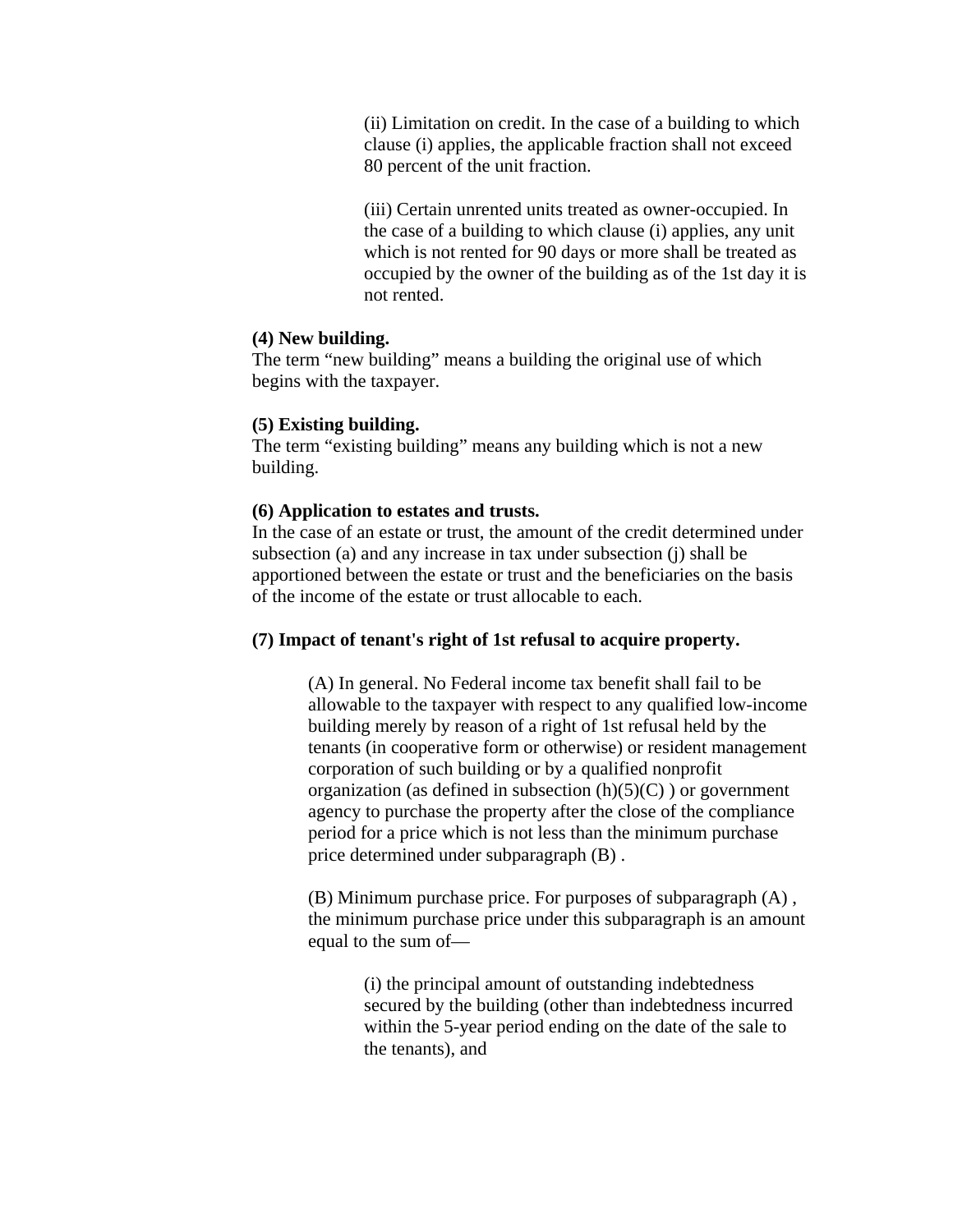(ii) Limitation on credit. In the case of a building to which clause (i) applies, the applicable fraction shall not exceed 80 percent of the unit fraction.

(iii) Certain unrented units treated as owner-occupied. In the case of a building to which clause (i) applies, any unit which is not rented for 90 days or more shall be treated as occupied by the owner of the building as of the 1st day it is not rented.

**(4) New building.**
The term “new building” means a building the original use of which begins with the taxpayer.

**(5) Existing building.**
The term “existing building” means any building which is not a new building.

**(6) Application to estates and trusts.**
In the case of an estate or trust, the amount of the credit determined under subsection (a) and any increase in tax under subsection (j) shall be apportioned between the estate or trust and the beneficiaries on the basis of the income of the estate or trust allocable to each.

**(7) Impact of tenant's right of 1st refusal to acquire property.**

(A) In general. No Federal income tax benefit shall fail to be allowable to the taxpayer with respect to any qualified low-income building merely by reason of a right of 1st refusal held by the tenants (in cooperative form or otherwise) or resident management corporation of such building or by a qualified nonprofit organization (as defined in subsection (h)(5)(C) ) or government agency to purchase the property after the close of the compliance period for a price which is not less than the minimum purchase price determined under subparagraph (B) .

(B) Minimum purchase price. For purposes of subparagraph (A) , the minimum purchase price under this subparagraph is an amount equal to the sum of—

(i) the principal amount of outstanding indebtedness secured by the building (other than indebtedness incurred within the 5-year period ending on the date of the sale to the tenants), and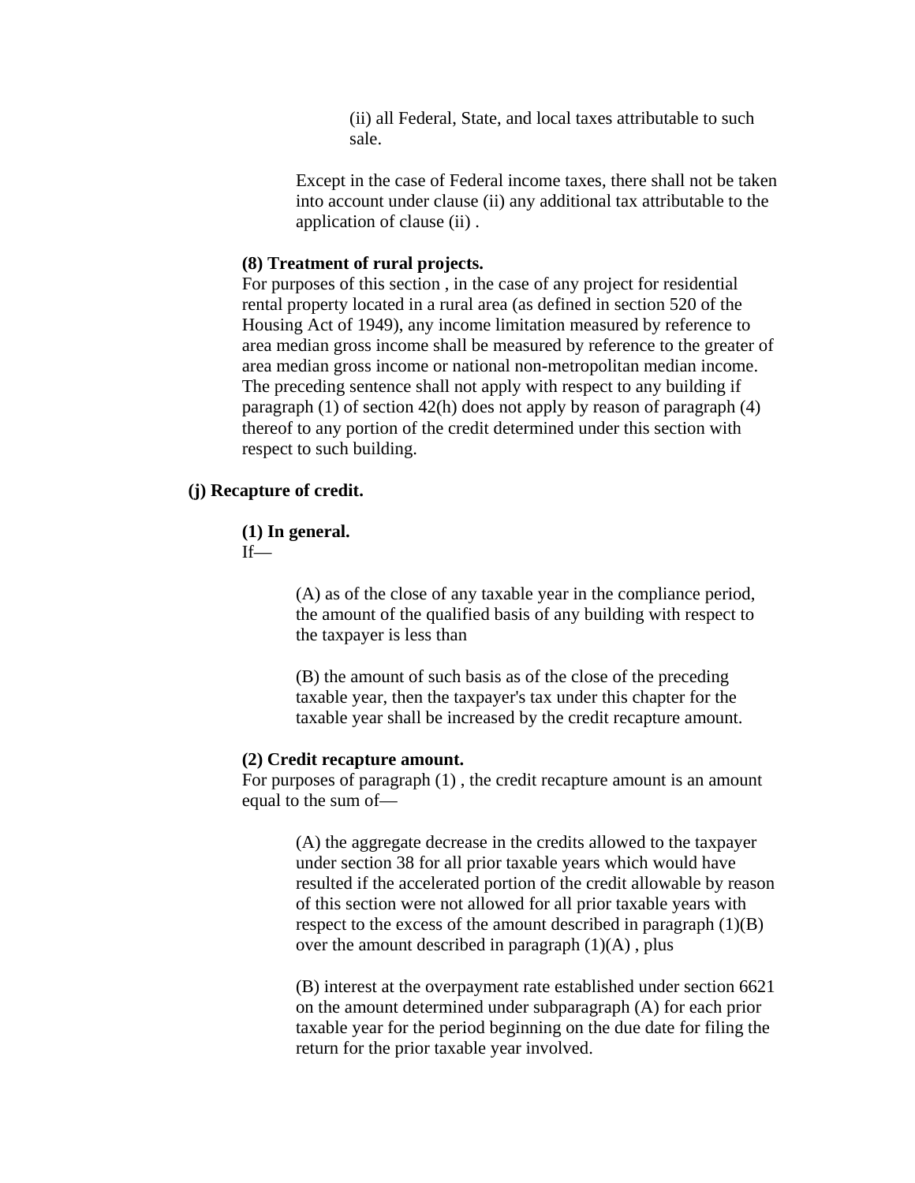(ii) all Federal, State, and local taxes attributable to such sale.

Except in the case of Federal income taxes, there shall not be taken into account under clause (ii) any additional tax attributable to the application of clause (ii) .

**(8) Treatment of rural projects.**
For purposes of this section , in the case of any project for residential rental property located in a rural area (as defined in section 520 of the Housing Act of 1949), any income limitation measured by reference to area median gross income shall be measured by reference to the greater of area median gross income or national non-metropolitan median income. The preceding sentence shall not apply with respect to any building if paragraph (1) of section 42(h) does not apply by reason of paragraph (4) thereof to any portion of the credit determined under this section with respect to such building.

**(j) Recapture of credit.**

**(1) In general.**
If—

(A) as of the close of any taxable year in the compliance period, the amount of the qualified basis of any building with respect to the taxpayer is less than

(B) the amount of such basis as of the close of the preceding taxable year, then the taxpayer's tax under this chapter for the taxable year shall be increased by the credit recapture amount.

**(2) Credit recapture amount.**
For purposes of paragraph (1) , the credit recapture amount is an amount equal to the sum of—

(A) the aggregate decrease in the credits allowed to the taxpayer under section 38 for all prior taxable years which would have resulted if the accelerated portion of the credit allowable by reason of this section were not allowed for all prior taxable years with respect to the excess of the amount described in paragraph (1)(B) over the amount described in paragraph (1)(A) , plus

(B) interest at the overpayment rate established under section 6621 on the amount determined under subparagraph (A) for each prior taxable year for the period beginning on the due date for filing the return for the prior taxable year involved.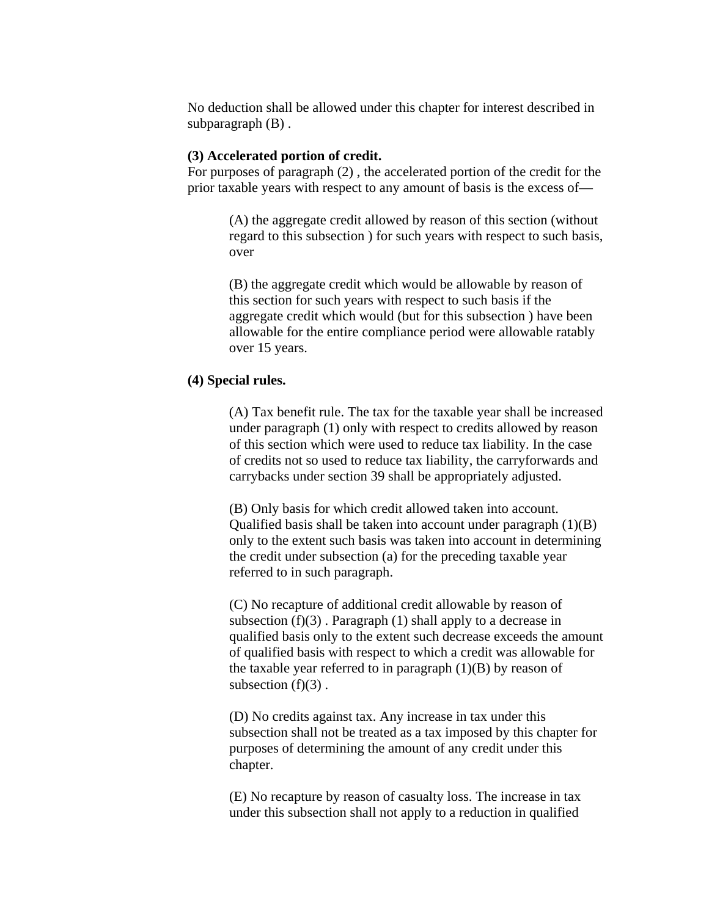No deduction shall be allowed under this chapter for interest described in subparagraph (B) .

**(3) Accelerated portion of credit.**

For purposes of paragraph (2) , the accelerated portion of the credit for the prior taxable years with respect to any amount of basis is the excess of—

> (A) the aggregate credit allowed by reason of this section (without regard to this subsection ) for such years with respect to such basis, over
>
> (B) the aggregate credit which would be allowable by reason of this section for such years with respect to such basis if the aggregate credit which would (but for this subsection ) have been allowable for the entire compliance period were allowable ratably over 15 years.

**(4) Special rules.**

> (A) Tax benefit rule. The tax for the taxable year shall be increased under paragraph (1) only with respect to credits allowed by reason of this section which were used to reduce tax liability. In the case of credits not so used to reduce tax liability, the carryforwards and carrybacks under section 39 shall be appropriately adjusted.
>
> (B) Only basis for which credit allowed taken into account. Qualified basis shall be taken into account under paragraph (1)(B) only to the extent such basis was taken into account in determining the credit under subsection (a) for the preceding taxable year referred to in such paragraph.
>
> (C) No recapture of additional credit allowable by reason of subsection (f)(3) . Paragraph (1) shall apply to a decrease in qualified basis only to the extent such decrease exceeds the amount of qualified basis with respect to which a credit was allowable for the taxable year referred to in paragraph (1)(B) by reason of subsection (f)(3) .
>
> (D) No credits against tax. Any increase in tax under this subsection shall not be treated as a tax imposed by this chapter for purposes of determining the amount of any credit under this chapter.
>
> (E) No recapture by reason of casualty loss. The increase in tax under this subsection shall not apply to a reduction in qualified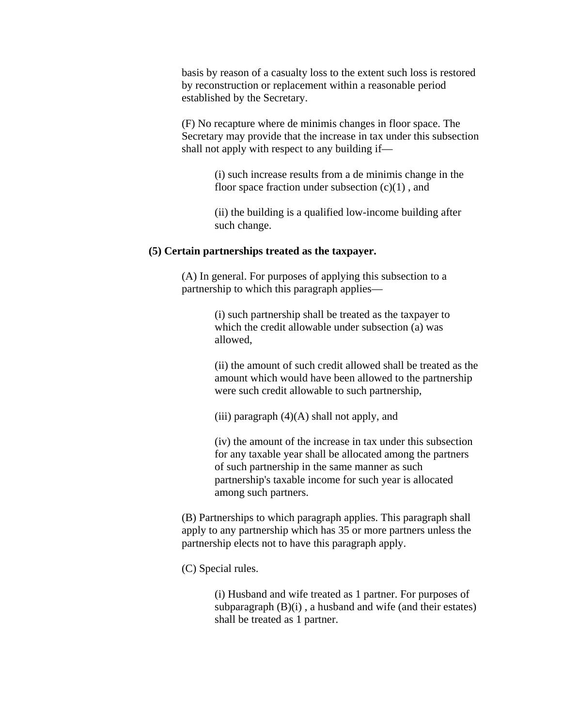basis by reason of a casualty loss to the extent such loss is restored by reconstruction or replacement within a reasonable period established by the Secretary.

(F) No recapture where de minimis changes in floor space. The Secretary may provide that the increase in tax under this subsection shall not apply with respect to any building if—

(i) such increase results from a de minimis change in the floor space fraction under subsection (c)(1) , and

(ii) the building is a qualified low-income building after such change.

**(5) Certain partnerships treated as the taxpayer.**

(A) In general. For purposes of applying this subsection to a partnership to which this paragraph applies—

(i) such partnership shall be treated as the taxpayer to which the credit allowable under subsection (a) was allowed,

(ii) the amount of such credit allowed shall be treated as the amount which would have been allowed to the partnership were such credit allowable to such partnership,

(iii) paragraph (4)(A) shall not apply, and

(iv) the amount of the increase in tax under this subsection for any taxable year shall be allocated among the partners of such partnership in the same manner as such partnership's taxable income for such year is allocated among such partners.

(B) Partnerships to which paragraph applies. This paragraph shall apply to any partnership which has 35 or more partners unless the partnership elects not to have this paragraph apply.

(C) Special rules.

(i) Husband and wife treated as 1 partner. For purposes of subparagraph (B)(i) , a husband and wife (and their estates) shall be treated as 1 partner.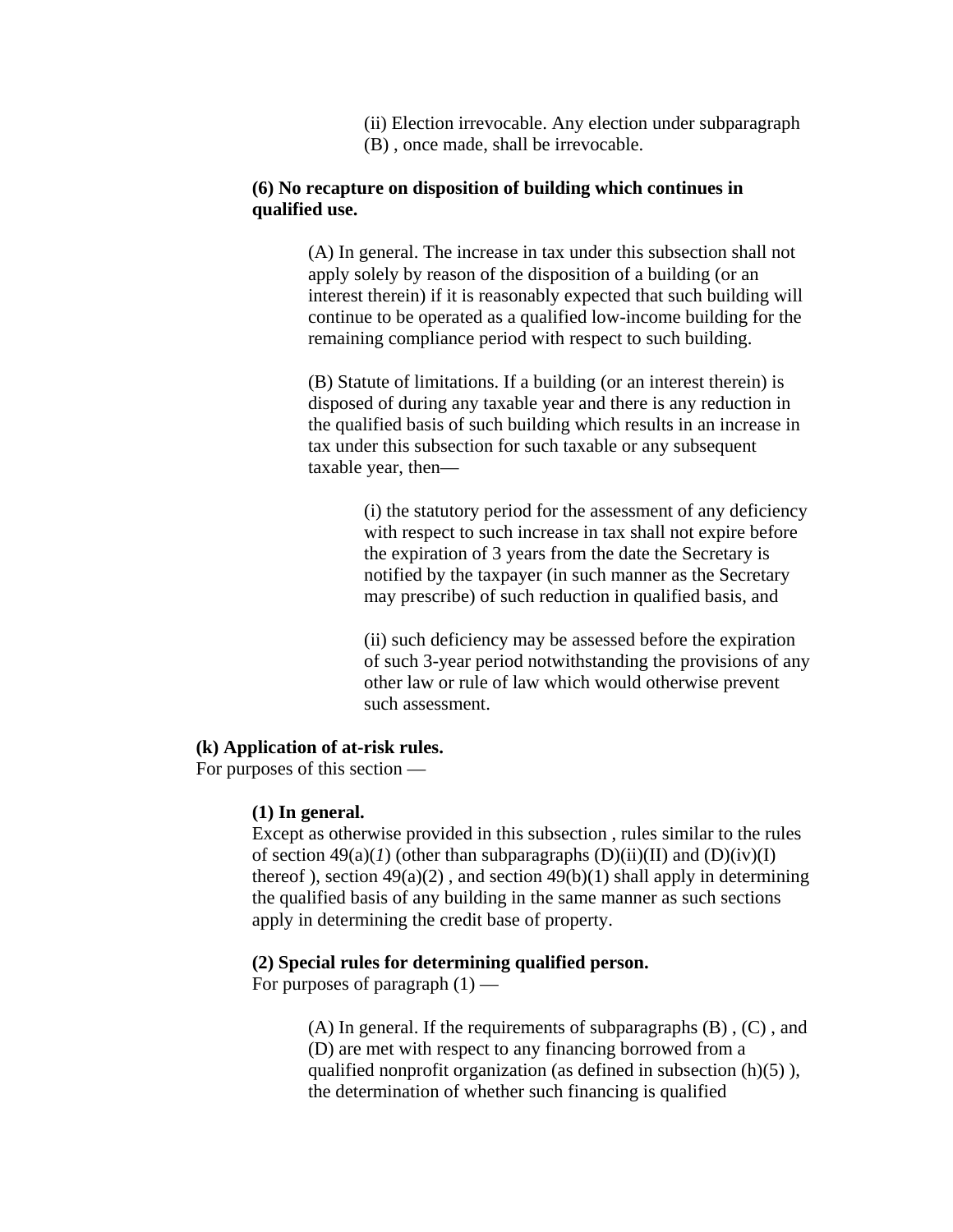(ii) Election irrevocable. Any election under subparagraph (B) , once made, shall be irrevocable.

**(6) No recapture on disposition of building which continues in qualified use.**

(A) In general. The increase in tax under this subsection shall not apply solely by reason of the disposition of a building (or an interest therein) if it is reasonably expected that such building will continue to be operated as a qualified low-income building for the remaining compliance period with respect to such building.

(B) Statute of limitations. If a building (or an interest therein) is disposed of during any taxable year and there is any reduction in the qualified basis of such building which results in an increase in tax under this subsection for such taxable or any subsequent taxable year, then—

(i) the statutory period for the assessment of any deficiency with respect to such increase in tax shall not expire before the expiration of 3 years from the date the Secretary is notified by the taxpayer (in such manner as the Secretary may prescribe) of such reduction in qualified basis, and

(ii) such deficiency may be assessed before the expiration of such 3-year period notwithstanding the provisions of any other law or rule of law which would otherwise prevent such assessment.

**(k) Application of at-risk rules.**
For purposes of this section —

**(1) In general.**
Except as otherwise provided in this subsection , rules similar to the rules of section 49(a)(*1*) (other than subparagraphs (D)(ii)(II) and (D)(iv)(I) thereof ), section 49(a)(2) , and section 49(b)(1) shall apply in determining the qualified basis of any building in the same manner as such sections apply in determining the credit base of property.

**(2) Special rules for determining qualified person.**
For purposes of paragraph (1) —

(A) In general. If the requirements of subparagraphs (B) , (C) , and (D) are met with respect to any financing borrowed from a qualified nonprofit organization (as defined in subsection (h)(5) ), the determination of whether such financing is qualified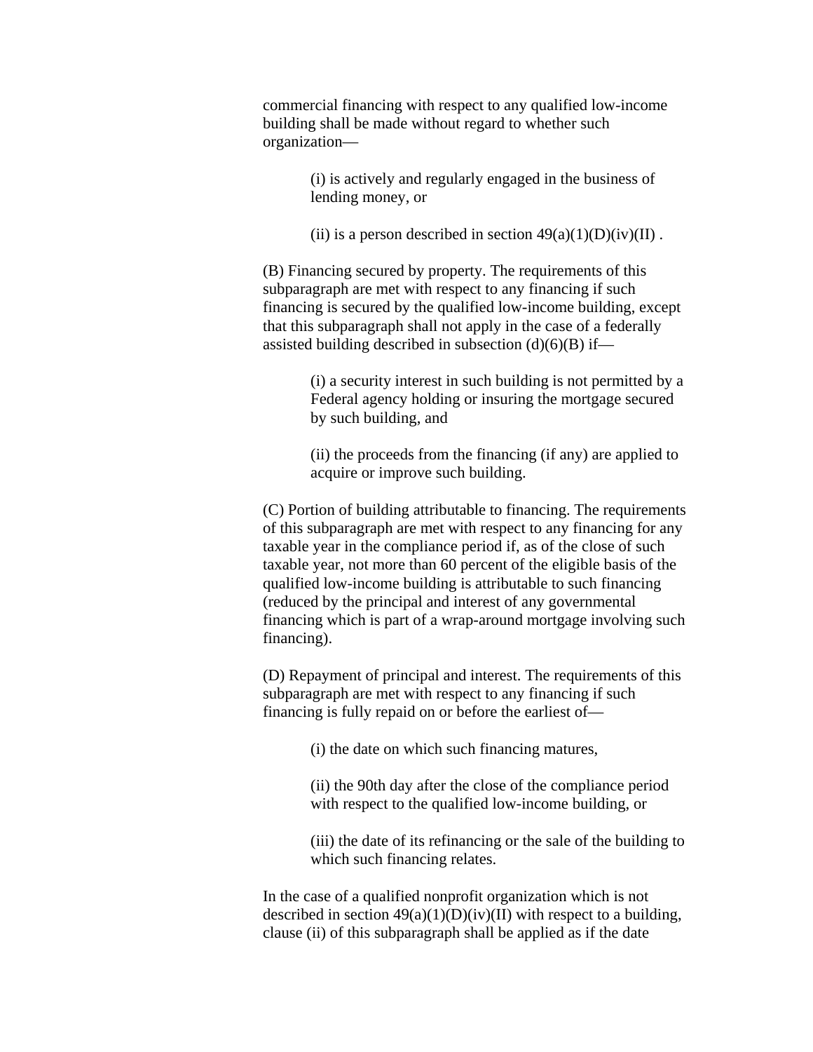commercial financing with respect to any qualified low-income building shall be made without regard to whether such organization—

> (i) is actively and regularly engaged in the business of lending money, or
>
> (ii) is a person described in section 49(a)(1)(D)(iv)(II) .

(B) Financing secured by property. The requirements of this subparagraph are met with respect to any financing if such financing is secured by the qualified low-income building, except that this subparagraph shall not apply in the case of a federally assisted building described in subsection (d)(6)(B) if—

> (i) a security interest in such building is not permitted by a Federal agency holding or insuring the mortgage secured by such building, and
>
> (ii) the proceeds from the financing (if any) are applied to acquire or improve such building.

(C) Portion of building attributable to financing. The requirements of this subparagraph are met with respect to any financing for any taxable year in the compliance period if, as of the close of such taxable year, not more than 60 percent of the eligible basis of the qualified low-income building is attributable to such financing (reduced by the principal and interest of any governmental financing which is part of a wrap-around mortgage involving such financing).

(D) Repayment of principal and interest. The requirements of this subparagraph are met with respect to any financing if such financing is fully repaid on or before the earliest of—

> (i) the date on which such financing matures,
>
> (ii) the 90th day after the close of the compliance period with respect to the qualified low-income building, or
>
> (iii) the date of its refinancing or the sale of the building to which such financing relates.

In the case of a qualified nonprofit organization which is not described in section 49(a)(1)(D)(iv)(II) with respect to a building, clause (ii) of this subparagraph shall be applied as if the date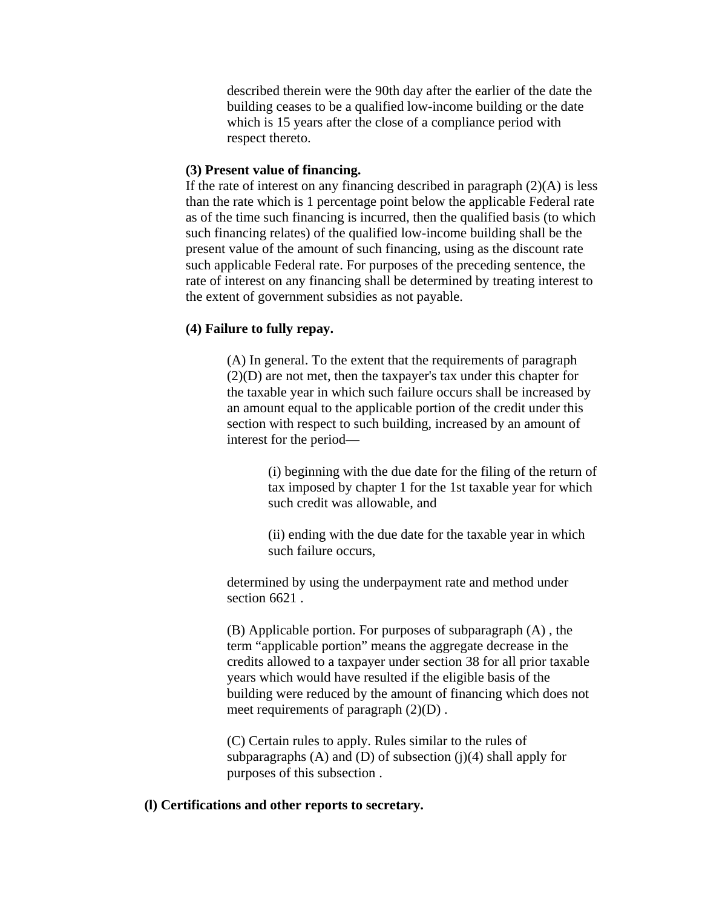described therein were the 90th day after the earlier of the date the building ceases to be a qualified low-income building or the date which is 15 years after the close of a compliance period with respect thereto.

**(3) Present value of financing.**

If the rate of interest on any financing described in paragraph (2)(A) is less than the rate which is 1 percentage point below the applicable Federal rate as of the time such financing is incurred, then the qualified basis (to which such financing relates) of the qualified low-income building shall be the present value of the amount of such financing, using as the discount rate such applicable Federal rate. For purposes of the preceding sentence, the rate of interest on any financing shall be determined by treating interest to the extent of government subsidies as not payable.

**(4) Failure to fully repay.**

(A) In general. To the extent that the requirements of paragraph (2)(D) are not met, then the taxpayer's tax under this chapter for the taxable year in which such failure occurs shall be increased by an amount equal to the applicable portion of the credit under this section with respect to such building, increased by an amount of interest for the period—

(i) beginning with the due date for the filing of the return of tax imposed by chapter 1 for the 1st taxable year for which such credit was allowable, and

(ii) ending with the due date for the taxable year in which such failure occurs,

determined by using the underpayment rate and method under section 6621 .

(B) Applicable portion. For purposes of subparagraph (A) , the term "applicable portion" means the aggregate decrease in the credits allowed to a taxpayer under section 38 for all prior taxable years which would have resulted if the eligible basis of the building were reduced by the amount of financing which does not meet requirements of paragraph (2)(D) .

(C) Certain rules to apply. Rules similar to the rules of subparagraphs (A) and (D) of subsection (j)(4) shall apply for purposes of this subsection .

**(l) Certifications and other reports to secretary.**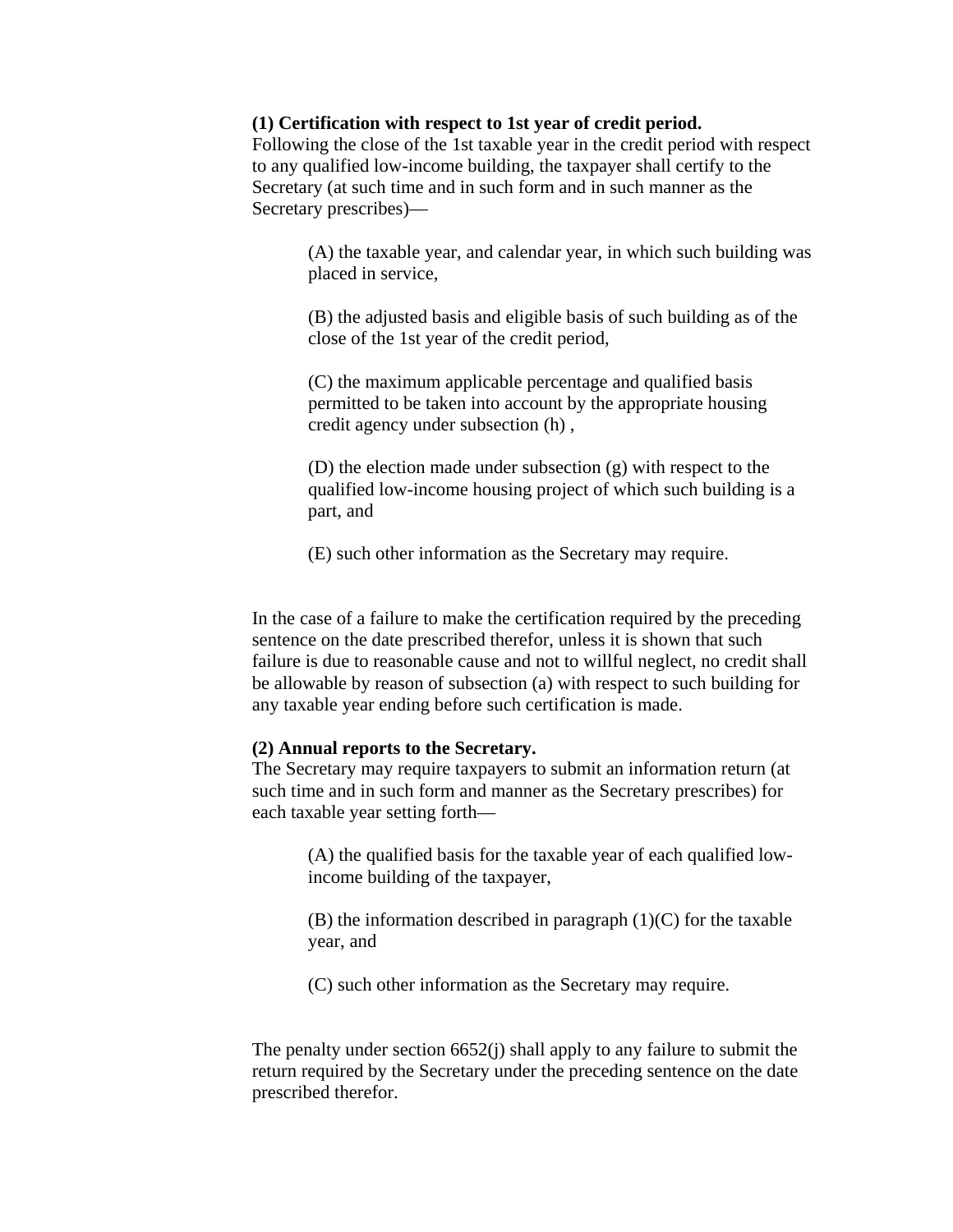**(1) Certification with respect to 1st year of credit period.**
Following the close of the 1st taxable year in the credit period with respect to any qualified low-income building, the taxpayer shall certify to the Secretary (at such time and in such form and in such manner as the Secretary prescribes)—

(A) the taxable year, and calendar year, in which such building was placed in service,

(B) the adjusted basis and eligible basis of such building as of the close of the 1st year of the credit period,

(C) the maximum applicable percentage and qualified basis permitted to be taken into account by the appropriate housing credit agency under subsection (h) ,

(D) the election made under subsection (g) with respect to the qualified low-income housing project of which such building is a part, and

(E) such other information as the Secretary may require.

In the case of a failure to make the certification required by the preceding sentence on the date prescribed therefor, unless it is shown that such failure is due to reasonable cause and not to willful neglect, no credit shall be allowable by reason of subsection (a) with respect to such building for any taxable year ending before such certification is made.

**(2) Annual reports to the Secretary.**
The Secretary may require taxpayers to submit an information return (at such time and in such form and manner as the Secretary prescribes) for each taxable year setting forth—

(A) the qualified basis for the taxable year of each qualified low-income building of the taxpayer,

(B) the information described in paragraph (1)(C) for the taxable year, and

(C) such other information as the Secretary may require.

The penalty under section 6652(j) shall apply to any failure to submit the return required by the Secretary under the preceding sentence on the date prescribed therefor.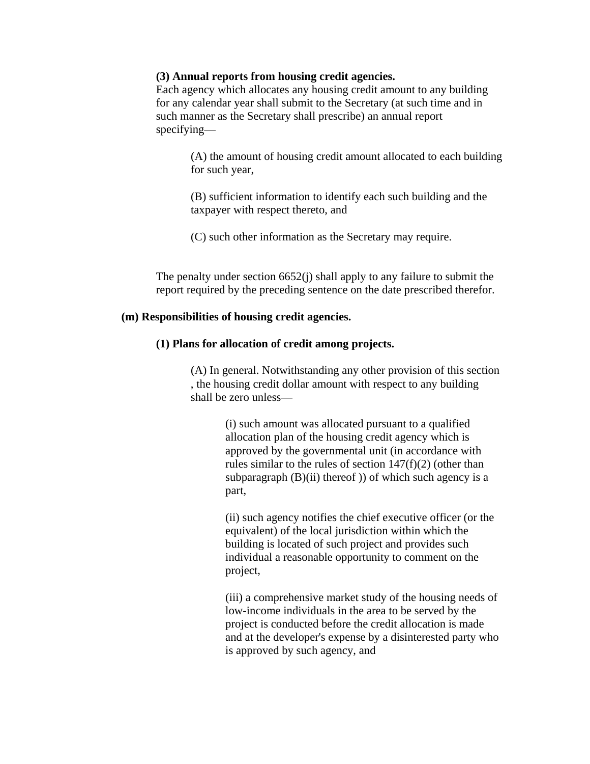**(3) Annual reports from housing credit agencies.**
Each agency which allocates any housing credit amount to any building for any calendar year shall submit to the Secretary (at such time and in such manner as the Secretary shall prescribe) an annual report specifying—

(A) the amount of housing credit amount allocated to each building for such year,

(B) sufficient information to identify each such building and the taxpayer with respect thereto, and

(C) such other information as the Secretary may require.

The penalty under section 6652(j) shall apply to any failure to submit the report required by the preceding sentence on the date prescribed therefor.

**(m) Responsibilities of housing credit agencies.**

**(1) Plans for allocation of credit among projects.**

(A) In general. Notwithstanding any other provision of this section , the housing credit dollar amount with respect to any building shall be zero unless—

(i) such amount was allocated pursuant to a qualified allocation plan of the housing credit agency which is approved by the governmental unit (in accordance with rules similar to the rules of section 147(f)(2) (other than subparagraph (B)(ii) thereof )) of which such agency is a part,

(ii) such agency notifies the chief executive officer (or the equivalent) of the local jurisdiction within which the building is located of such project and provides such individual a reasonable opportunity to comment on the project,

(iii) a comprehensive market study of the housing needs of low-income individuals in the area to be served by the project is conducted before the credit allocation is made and at the developer's expense by a disinterested party who is approved by such agency, and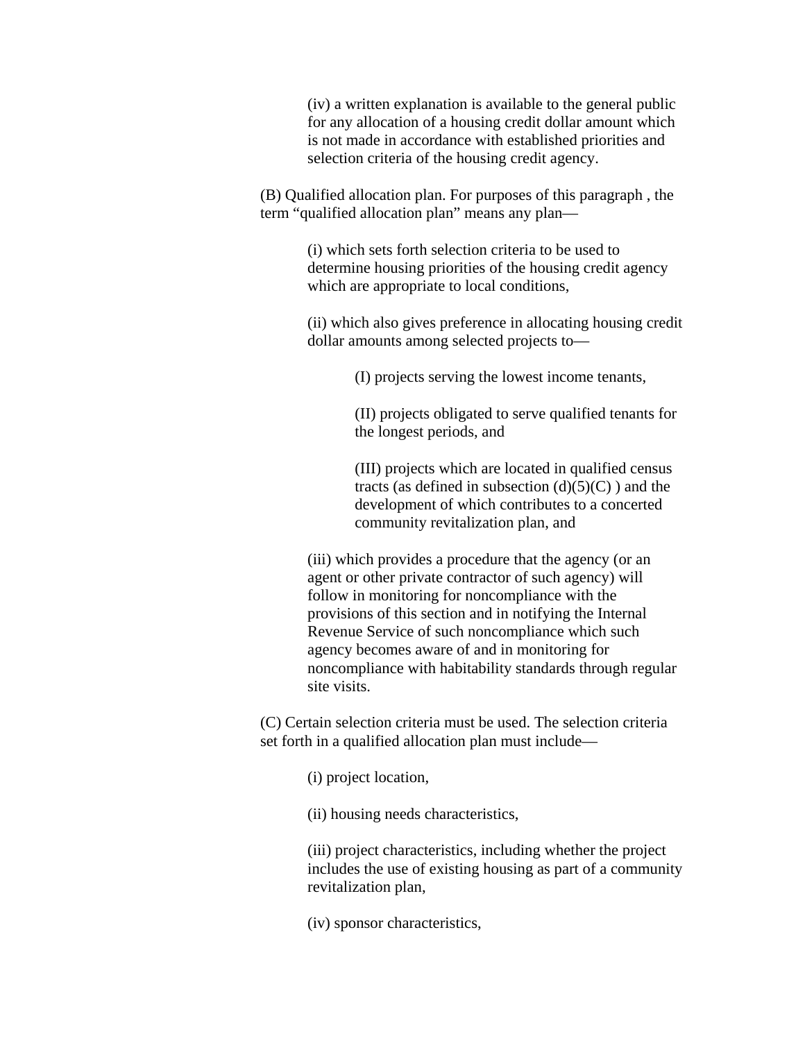(iv) a written explanation is available to the general public for any allocation of a housing credit dollar amount which is not made in accordance with established priorities and selection criteria of the housing credit agency.

(B) Qualified allocation plan. For purposes of this paragraph , the term “qualified allocation plan” means any plan—

(i) which sets forth selection criteria to be used to determine housing priorities of the housing credit agency which are appropriate to local conditions,

(ii) which also gives preference in allocating housing credit dollar amounts among selected projects to—

(I) projects serving the lowest income tenants,

(II) projects obligated to serve qualified tenants for the longest periods, and

(III) projects which are located in qualified census tracts (as defined in subsection (d)(5)(C) ) and the development of which contributes to a concerted community revitalization plan, and

(iii) which provides a procedure that the agency (or an agent or other private contractor of such agency) will follow in monitoring for noncompliance with the provisions of this section and in notifying the Internal Revenue Service of such noncompliance which such agency becomes aware of and in monitoring for noncompliance with habitability standards through regular site visits.

(C) Certain selection criteria must be used. The selection criteria set forth in a qualified allocation plan must include—

(i) project location,

(ii) housing needs characteristics,

(iii) project characteristics, including whether the project includes the use of existing housing as part of a community revitalization plan,

(iv) sponsor characteristics,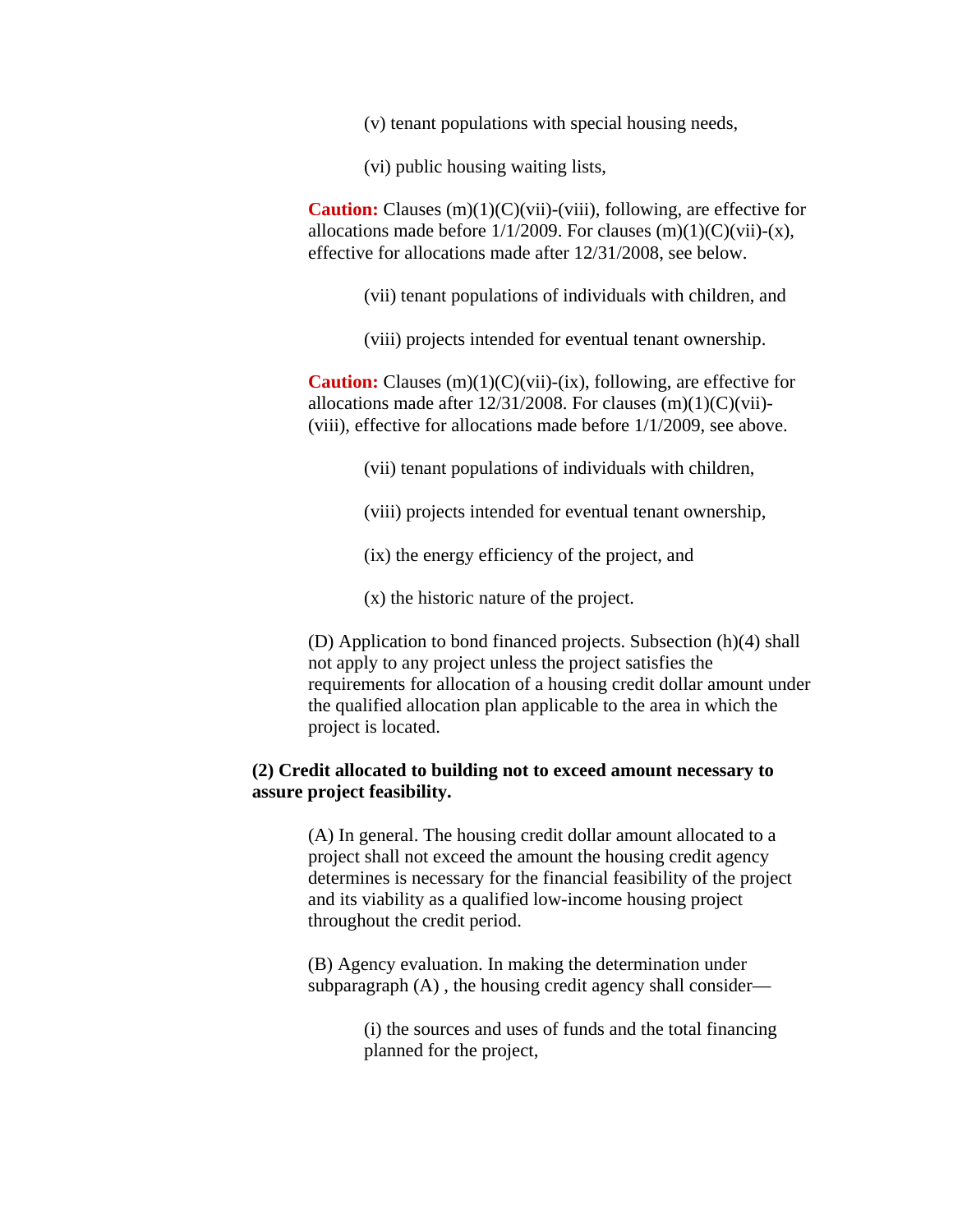(v) tenant populations with special housing needs,

(vi) public housing waiting lists,

**Caution:** Clauses (m)(1)(C)(vii)-(viii), following, are effective for allocations made before 1/1/2009. For clauses (m)(1)(C)(vii)-(x), effective for allocations made after 12/31/2008, see below.

(vii) tenant populations of individuals with children, and

(viii) projects intended for eventual tenant ownership.

**Caution:** Clauses (m)(1)(C)(vii)-(ix), following, are effective for allocations made after 12/31/2008. For clauses (m)(1)(C)(vii)-(viii), effective for allocations made before 1/1/2009, see above.

(vii) tenant populations of individuals with children,

(viii) projects intended for eventual tenant ownership,

(ix) the energy efficiency of the project, and

(x) the historic nature of the project.

(D) Application to bond financed projects. Subsection (h)(4) shall not apply to any project unless the project satisfies the requirements for allocation of a housing credit dollar amount under the qualified allocation plan applicable to the area in which the project is located.

**(2) Credit allocated to building not to exceed amount necessary to assure project feasibility.**

(A) In general. The housing credit dollar amount allocated to a project shall not exceed the amount the housing credit agency determines is necessary for the financial feasibility of the project and its viability as a qualified low-income housing project throughout the credit period.

(B) Agency evaluation. In making the determination under subparagraph (A) , the housing credit agency shall consider—

(i) the sources and uses of funds and the total financing planned for the project,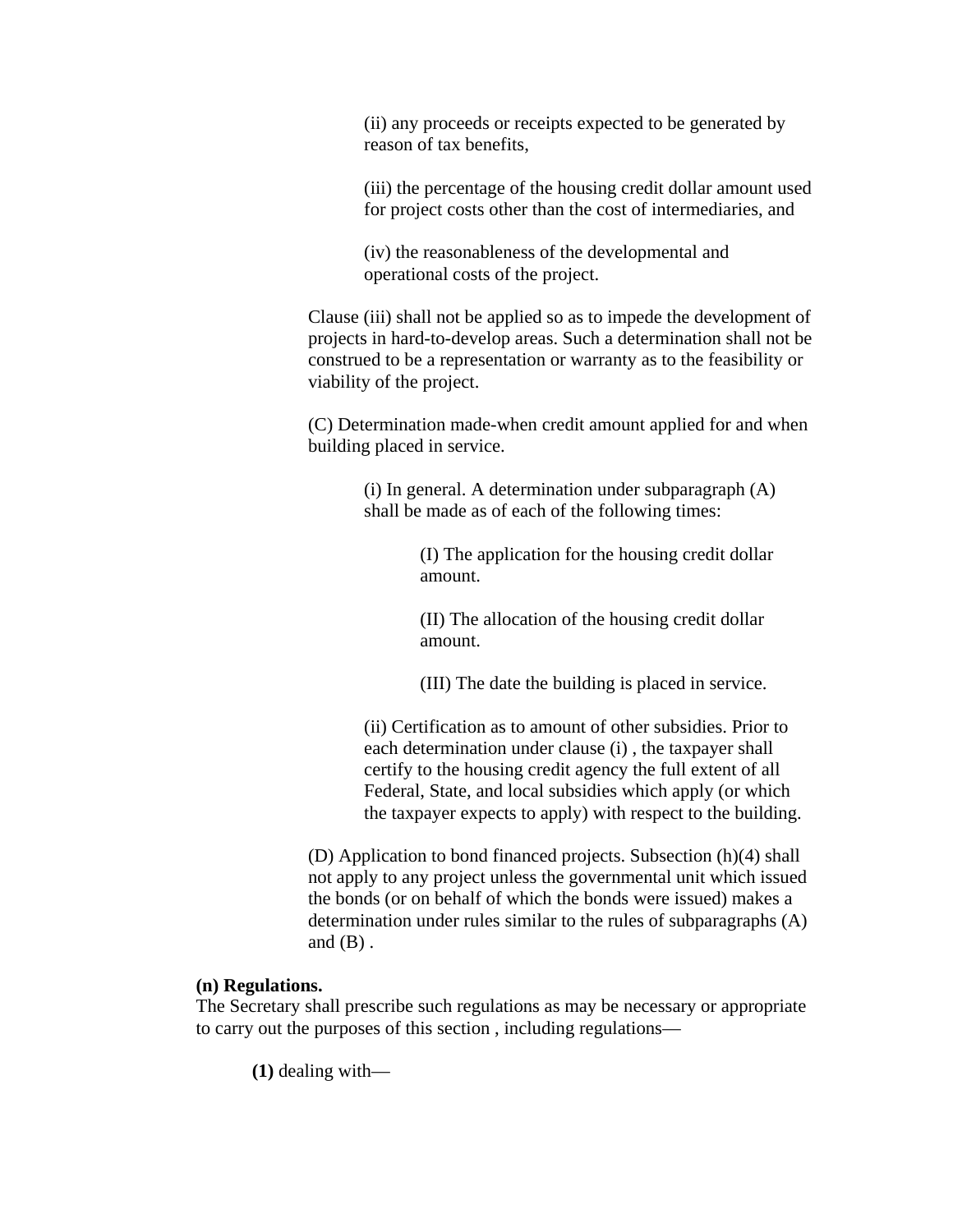(ii) any proceeds or receipts expected to be generated by reason of tax benefits,

(iii) the percentage of the housing credit dollar amount used for project costs other than the cost of intermediaries, and

(iv) the reasonableness of the developmental and operational costs of the project.

Clause (iii) shall not be applied so as to impede the development of projects in hard-to-develop areas. Such a determination shall not be construed to be a representation or warranty as to the feasibility or viability of the project.

(C) Determination made-when credit amount applied for and when building placed in service.

(i) In general. A determination under subparagraph (A) shall be made as of each of the following times:

(I) The application for the housing credit dollar amount.

(II) The allocation of the housing credit dollar amount.

(III) The date the building is placed in service.

(ii) Certification as to amount of other subsidies. Prior to each determination under clause (i) , the taxpayer shall certify to the housing credit agency the full extent of all Federal, State, and local subsidies which apply (or which the taxpayer expects to apply) with respect to the building.

(D) Application to bond financed projects. Subsection (h)(4) shall not apply to any project unless the governmental unit which issued the bonds (or on behalf of which the bonds were issued) makes a determination under rules similar to the rules of subparagraphs (A) and (B) .

**(n) Regulations.**
The Secretary shall prescribe such regulations as may be necessary or appropriate to carry out the purposes of this section , including regulations—

**(1)** dealing with—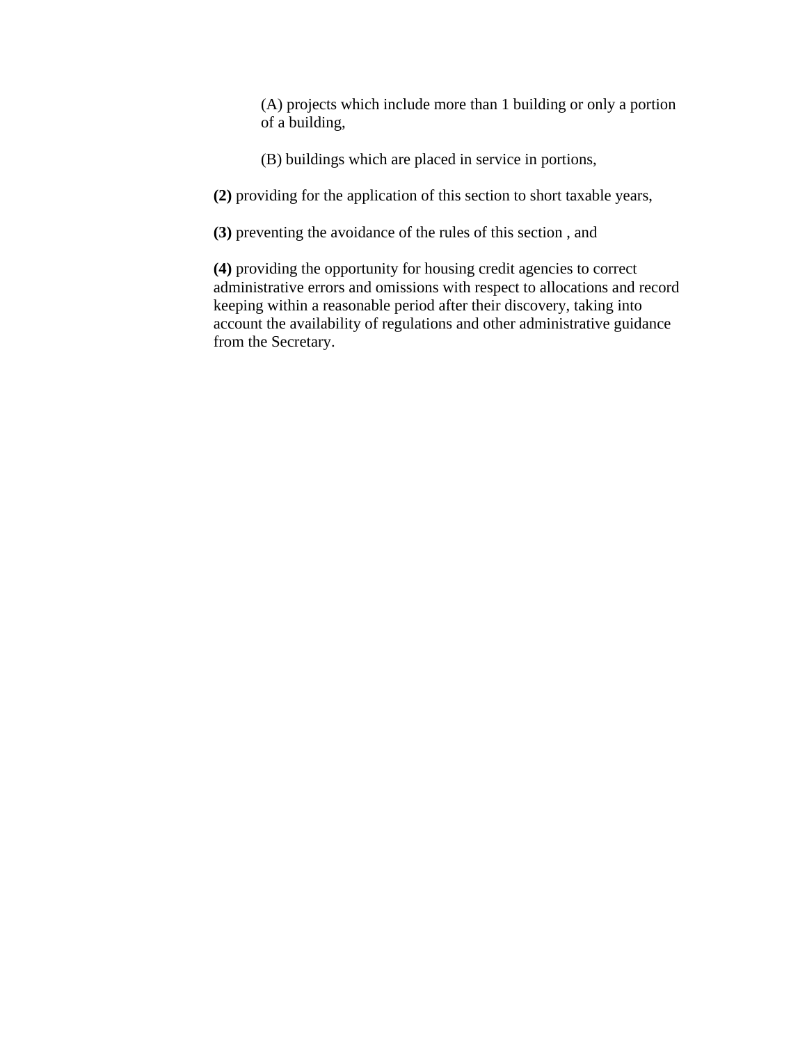(A) projects which include more than 1 building or only a portion of a building,

(B) buildings which are placed in service in portions,

**(2)** providing for the application of this section to short taxable years,

**(3)** preventing the avoidance of the rules of this section , and

**(4)** providing the opportunity for housing credit agencies to correct administrative errors and omissions with respect to allocations and record keeping within a reasonable period after their discovery, taking into account the availability of regulations and other administrative guidance from the Secretary.